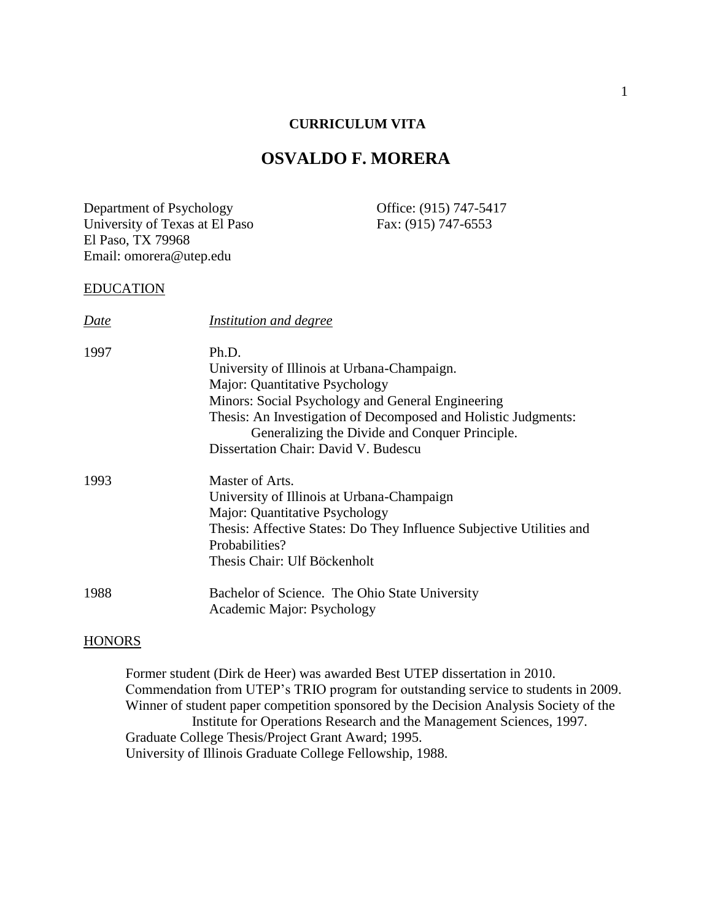**CURRICULUM VITA**

# OSVALDO F. MORERA

Department of Psychology
University of Texas at El Paso
El Paso, TX 79968
Email: omorera@utep.edu

Office: (915) 747-5417
Fax: (915) 747-6553

## EDUCATION

| *Date* | *Institution and degree* |
| --- | --- |
| 1997 | Ph.D.<br>University of Illinois at Urbana-Champaign.<br>Major: Quantitative Psychology<br>Minors: Social Psychology and General Engineering<br>Thesis: An Investigation of Decomposed and Holistic Judgments: Generalizing the Divide and Conquer Principle.<br>Dissertation Chair: David V. Budescu |
| 1993 | Master of Arts.<br>University of Illinois at Urbana-Champaign<br>Major: Quantitative Psychology<br>Thesis: Affective States: Do They Influence Subjective Utilities and Probabilities?<br>Thesis Chair: Ulf Böckenholt |
| 1988 | Bachelor of Science. The Ohio State University<br>Academic Major: Psychology |

## HONORS

Former student (Dirk de Heer) was awarded Best UTEP dissertation in 2010.
Commendation from UTEP's TRIO program for outstanding service to students in 2009.
Winner of student paper competition sponsored by the Decision Analysis Society of the Institute for Operations Research and the Management Sciences, 1997.
Graduate College Thesis/Project Grant Award; 1995.
University of Illinois Graduate College Fellowship, 1988.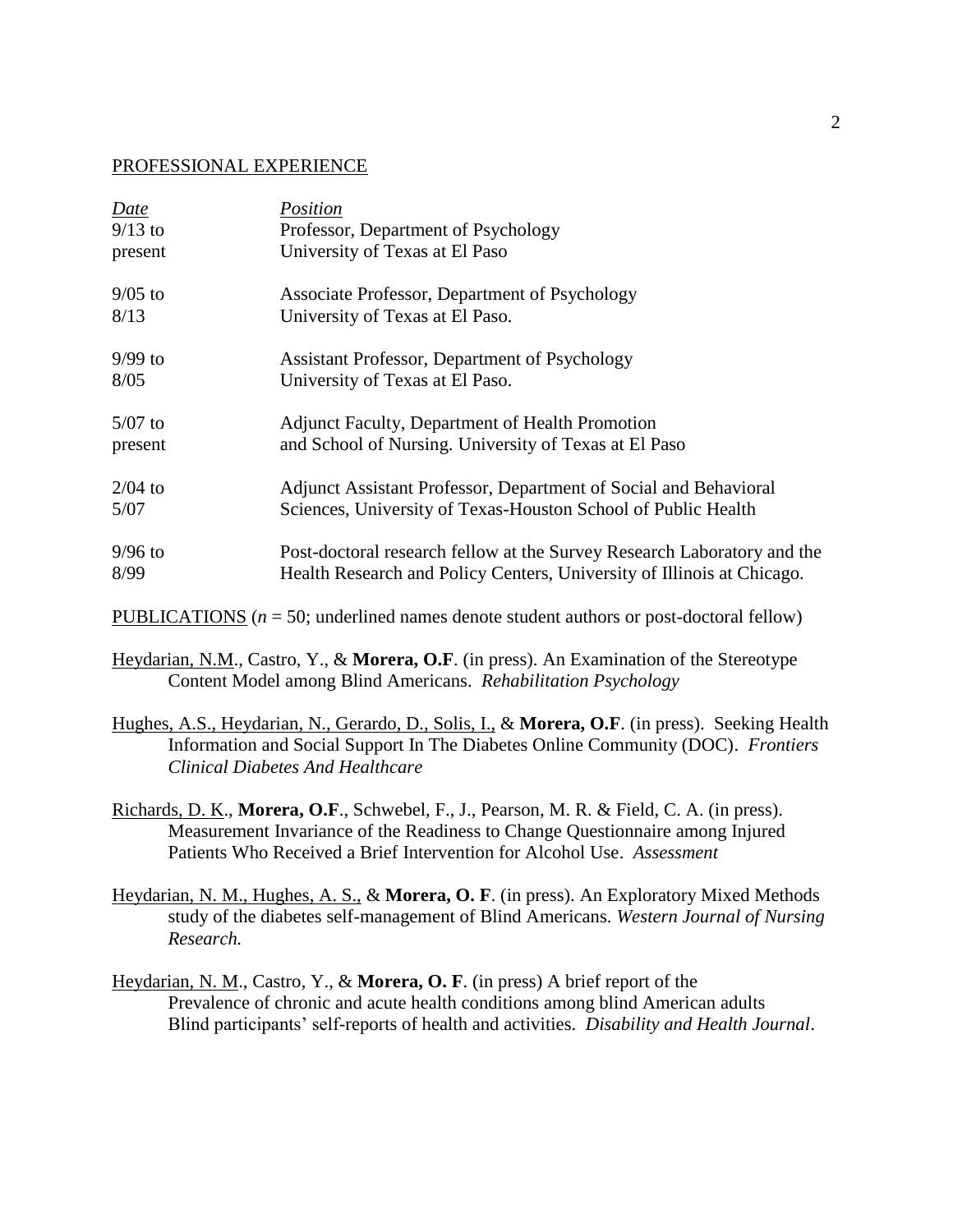PROFESSIONAL EXPERIENCE

| *Date* | *Position* |
|---|---|
| 9/13 to present | Professor, Department of Psychology University of Texas at El Paso |
| 9/05 to 8/13 | Associate Professor, Department of Psychology University of Texas at El Paso. |
| 9/99 to 8/05 | Assistant Professor, Department of Psychology University of Texas at El Paso. |
| 5/07 to present | Adjunct Faculty, Department of Health Promotion and School of Nursing. University of Texas at El Paso |
| 2/04 to 5/07 | Adjunct Assistant Professor, Department of Social and Behavioral Sciences, University of Texas-Houston School of Public Health |
| 9/96 to 8/99 | Post-doctoral research fellow at the Survey Research Laboratory and the Health Research and Policy Centers, University of Illinois at Chicago. |

PUBLICATIONS ($n$ = 50; underlined names denote student authors or post-doctoral fellow)

Heydarian, N.M., Castro, Y., & **Morera, O.F**. (in press). An Examination of the Stereotype Content Model among Blind Americans. *Rehabilitation Psychology*

Hughes, A.S., Heydarian, N., Gerardo, D., Solis, I., & **Morera, O.F**. (in press). Seeking Health Information and Social Support In The Diabetes Online Community (DOC). *Frontiers Clinical Diabetes And Healthcare*

Richards, D. K., **Morera, O.F**., Schwebel, F., J., Pearson, M. R. & Field, C. A. (in press). Measurement Invariance of the Readiness to Change Questionnaire among Injured Patients Who Received a Brief Intervention for Alcohol Use. *Assessment*

Heydarian, N. M., Hughes, A. S., & **Morera, O. F**. (in press). An Exploratory Mixed Methods study of the diabetes self-management of Blind Americans. *Western Journal of Nursing Research.*

Heydarian, N. M., Castro, Y., & **Morera, O. F**. (in press) A brief report of the Prevalence of chronic and acute health conditions among blind American adults Blind participants' self-reports of health and activities. *Disability and Health Journal*.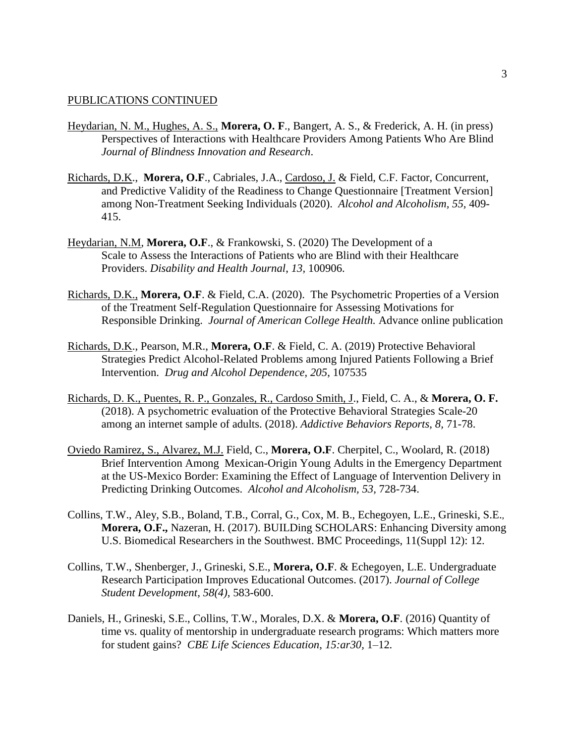PUBLICATIONS CONTINUED

Heydarian, N. M., Hughes, A. S., **Morera, O. F**., Bangert, A. S., & Frederick, A. H. (in press) Perspectives of Interactions with Healthcare Providers Among Patients Who Are Blind *Journal of Blindness Innovation and Research*.

Richards, D.K., **Morera, O.F**., Cabriales, J.A., Cardoso, J. & Field, C.F. Factor, Concurrent, and Predictive Validity of the Readiness to Change Questionnaire [Treatment Version] among Non-Treatment Seeking Individuals (2020). *Alcohol and Alcoholism*, *55,* 409-415.

Heydarian, N.M, **Morera, O.F**., & Frankowski, S. (2020) The Development of a Scale to Assess the Interactions of Patients who are Blind with their Healthcare Providers. *Disability and Health Journal*, *13*, 100906.

Richards, D.K., **Morera, O.F**. & Field, C.A. (2020). The Psychometric Properties of a Version of the Treatment Self-Regulation Questionnaire for Assessing Motivations for Responsible Drinking. *Journal of American College Health.* Advance online publication

Richards, D.K., Pearson, M.R., **Morera, O.F**. & Field, C. A. (2019) Protective Behavioral Strategies Predict Alcohol-Related Problems among Injured Patients Following a Brief Intervention. *Drug and Alcohol Dependence*, *205*, 107535

Richards, D. K., Puentes, R. P., Gonzales, R., Cardoso Smith, J., Field, C. A., & **Morera, O. F.** (2018). A psychometric evaluation of the Protective Behavioral Strategies Scale-20 among an internet sample of adults. (2018). *Addictive Behaviors Reports, 8*, 71-78.

Oviedo Ramirez, S., Alvarez, M.J. Field, C., **Morera, O.F**. Cherpitel, C., Woolard, R. (2018) Brief Intervention Among Mexican-Origin Young Adults in the Emergency Department at the US-Mexico Border: Examining the Effect of Language of Intervention Delivery in Predicting Drinking Outcomes. *Alcohol and Alcoholism, 53*, 728-734.

Collins, T.W., Aley, S.B., Boland, T.B., Corral, G., Cox, M. B., Echegoyen, L.E., Grineski, S.E., **Morera, O.F.,** Nazeran, H. (2017). BUILDing SCHOLARS: Enhancing Diversity among U.S. Biomedical Researchers in the Southwest. BMC Proceedings, 11(Suppl 12): 12.

Collins, T.W., Shenberger, J., Grineski, S.E., **Morera, O.F**. & Echegoyen, L.E. Undergraduate Research Participation Improves Educational Outcomes. (2017). *Journal of College Student Development, 58(4),* 583-600.

Daniels, H., Grineski, S.E., Collins, T.W., Morales, D.X. & **Morera, O.F**. (2016) Quantity of time vs. quality of mentorship in undergraduate research programs: Which matters more for student gains? *CBE Life Sciences Education*, *15:ar30,* 1–12.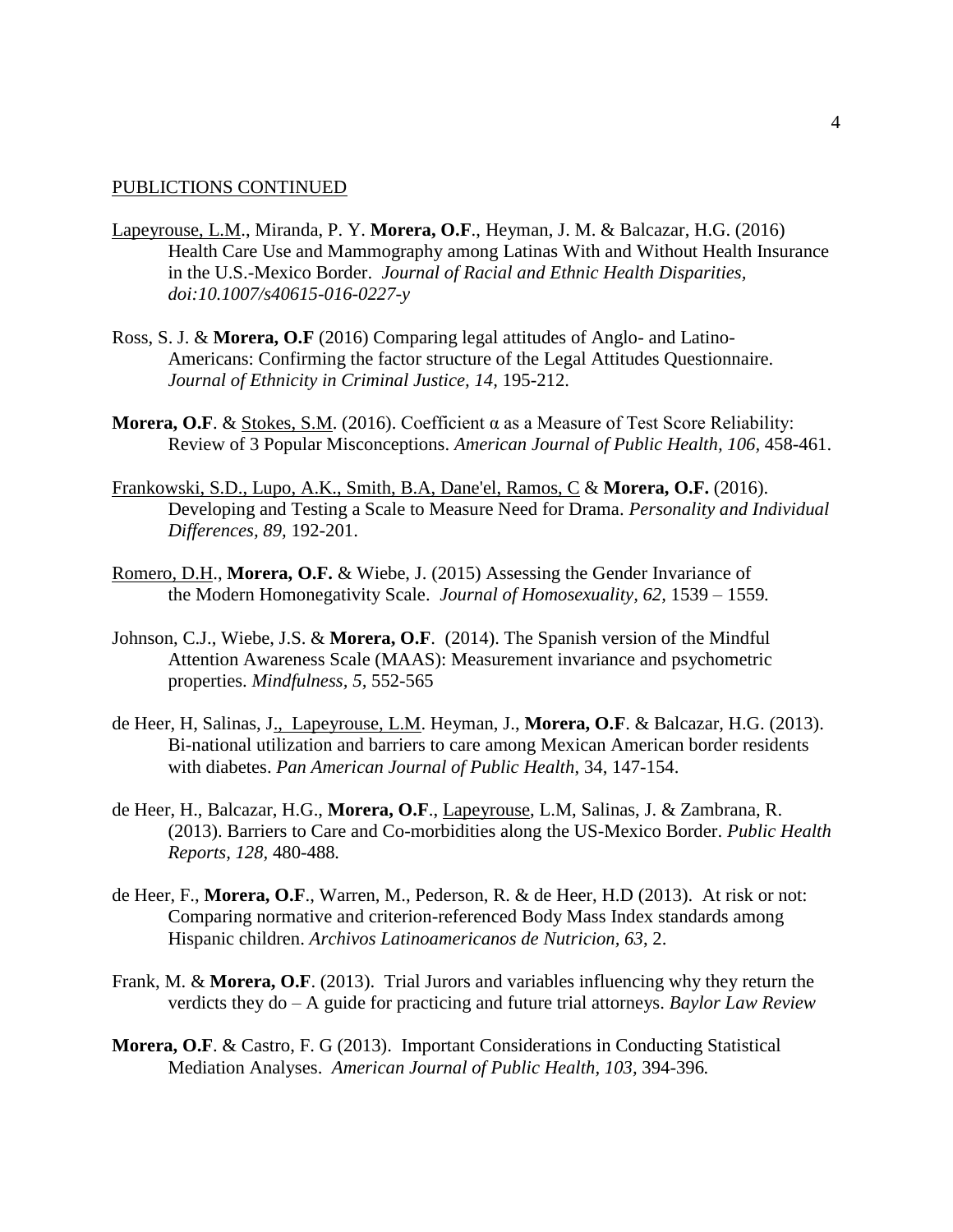<u>PUBLICTIONS CONTINUED</u>

<u>Lapeyrouse, L.M</u>., Miranda, P. Y. **Morera, O.F**., Heyman, J. M. & Balcazar, H.G. (2016) Health Care Use and Mammography among Latinas With and Without Health Insurance in the U.S.-Mexico Border. *Journal of Racial and Ethnic Health Disparities, doi:10.1007/s40615-016-0227-y*

Ross, S. J. & **Morera, O.F** (2016) Comparing legal attitudes of Anglo- and Latino-Americans: Confirming the factor structure of the Legal Attitudes Questionnaire. *Journal of Ethnicity in Criminal Justice, 14*, 195-212.

**Morera, O.F**. & <u>Stokes, S.M</u>. (2016). Coefficient α as a Measure of Test Score Reliability: Review of 3 Popular Misconceptions. *American Journal of Public Health, 106*, 458-461.

<u>Frankowski, S.D., Lupo, A.K., Smith, B.A, Dane'el, Ramos, C</u> & **Morera, O.F.** (2016). Developing and Testing a Scale to Measure Need for Drama. *Personality and Individual Differences, 89*, 192-201.

<u>Romero, D.H</u>., **Morera, O.F.** & Wiebe, J. (2015) Assessing the Gender Invariance of the Modern Homonegativity Scale. *Journal of Homosexuality, 62*, 1539 – 1559.

Johnson, C.J., Wiebe, J.S. & **Morera, O.F**. (2014). The Spanish version of the Mindful Attention Awareness Scale (MAAS): Measurement invariance and psychometric properties. *Mindfulness, 5*, 552-565

de Heer, H, Salinas, J<u>., Lapeyrouse, L.M</u>. Heyman, J., **Morera, O.F**. & Balcazar, H.G. (2013). Bi-national utilization and barriers to care among Mexican American border residents with diabetes. *Pan American Journal of Public Health*, 34, 147-154.

de Heer, H., Balcazar, H.G., **Morera, O.F**., <u>Lapeyrouse</u>, L.M, Salinas, J. & Zambrana, R. (2013). Barriers to Care and Co-morbidities along the US-Mexico Border. *Public Health Reports, 128*, 480-488.

de Heer, F., **Morera, O.F**., Warren, M., Pederson, R. & de Heer, H.D (2013). At risk or not: Comparing normative and criterion-referenced Body Mass Index standards among Hispanic children. *Archivos Latinoamericanos de Nutricion, 63*, 2.

Frank, M. & **Morera, O.F**. (2013). Trial Jurors and variables influencing why they return the verdicts they do – A guide for practicing and future trial attorneys. *Baylor Law Review*

**Morera, O.F**. & Castro, F. G (2013). Important Considerations in Conducting Statistical Mediation Analyses. *American Journal of Public Health, 103*, 394-396.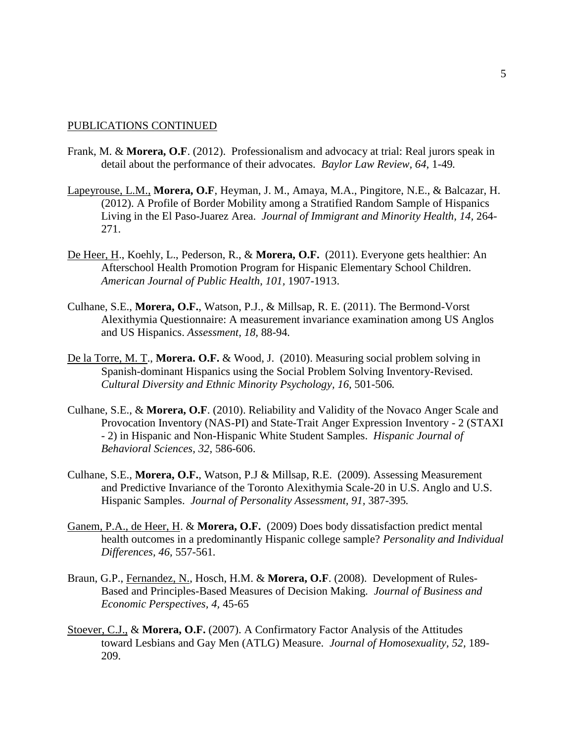PUBLICATIONS CONTINUED

Frank, M. & **Morera, O.F**. (2012). Professionalism and advocacy at trial: Real jurors speak in detail about the performance of their advocates. *Baylor Law Review, 64*, 1-49*.*

Lapeyrouse, L.M., **Morera, O.F**, Heyman, J. M., Amaya, M.A., Pingitore, N.E., & Balcazar, H. (2012). A Profile of Border Mobility among a Stratified Random Sample of Hispanics Living in the El Paso-Juarez Area. *Journal of Immigrant and Minority Health, 14*, 264-271.

De Heer, H., Koehly, L., Pederson, R., & **Morera, O.F.** (2011). Everyone gets healthier: An Afterschool Health Promotion Program for Hispanic Elementary School Children. *American Journal of Public Health, 101*, 1907-1913.

Culhane, S.E., **Morera, O.F.**, Watson, P.J., & Millsap, R. E. (2011). The Bermond-Vorst Alexithymia Questionnaire: A measurement invariance examination among US Anglos and US Hispanics. *Assessment, 18,* 88-94*.*

De la Torre, M. T., **Morera. O.F.** & Wood, J. (2010). Measuring social problem solving in Spanish-dominant Hispanics using the Social Problem Solving Inventory-Revised. *Cultural Diversity and Ethnic Minority Psychology, 16,* 501-506*.*

Culhane, S.E., & **Morera, O.F**. (2010). Reliability and Validity of the Novaco Anger Scale and Provocation Inventory (NAS-PI) and State-Trait Anger Expression Inventory - 2 (STAXI - 2) in Hispanic and Non-Hispanic White Student Samples. *Hispanic Journal of Behavioral Sciences, 32,* 586-606.

Culhane, S.E., **Morera, O.F.**, Watson, P.J & Millsap, R.E. (2009). Assessing Measurement and Predictive Invariance of the Toronto Alexithymia Scale-20 in U.S. Anglo and U.S. Hispanic Samples. *Journal of Personality Assessment, 91,* 387-395*.*

Ganem, P.A., de Heer, H. & **Morera, O.F.** (2009) Does body dissatisfaction predict mental health outcomes in a predominantly Hispanic college sample? *Personality and Individual Differences, 46,* 557-561*.*

Braun, G.P., Fernandez, N., Hosch, H.M. & **Morera, O.F**. (2008). Development of Rules-Based and Principles-Based Measures of Decision Making. *Journal of Business and Economic Perspectives, 4,* 45-65

Stoever, C.J., & **Morera, O.F.** (2007). A Confirmatory Factor Analysis of the Attitudes toward Lesbians and Gay Men (ATLG) Measure. *Journal of Homosexuality, 52,* 189-209.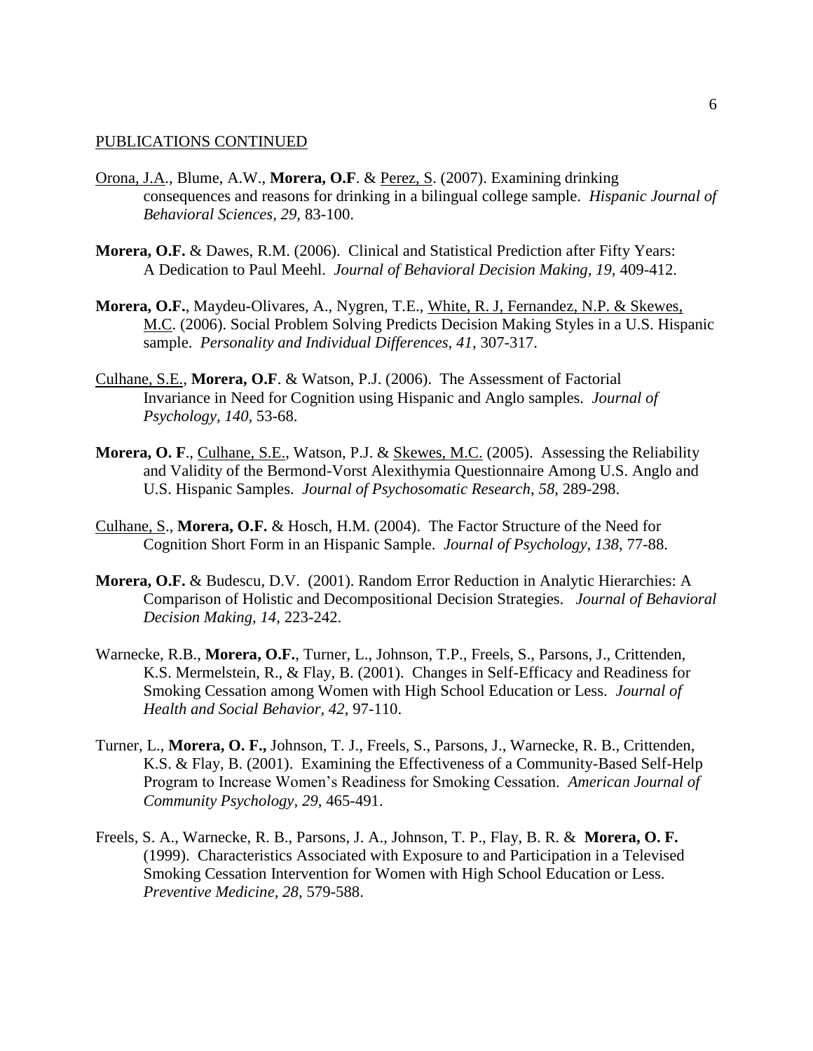PUBLICATIONS CONTINUED

<u>Orona, J.A</u>., Blume, A.W., **Morera, O.F**. & <u>Perez, S</u>. (2007). Examining drinking consequences and reasons for drinking in a bilingual college sample. *Hispanic Journal of Behavioral Sciences, 29,* 83-100.

**Morera, O.F.** & Dawes, R.M. (2006). Clinical and Statistical Prediction after Fifty Years: A Dedication to Paul Meehl. *Journal of Behavioral Decision Making, 19,* 409-412.

**Morera, O.F.**, Maydeu-Olivares, A., Nygren, T.E., <u>White, R. J, Fernandez, N.P. & Skewes, M.C</u>. (2006). Social Problem Solving Predicts Decision Making Styles in a U.S. Hispanic sample. *Personality and Individual Differences, 41,* 307-317.

<u>Culhane, S.E.</u>, **Morera, O.F**. & Watson, P.J. (2006). The Assessment of Factorial Invariance in Need for Cognition using Hispanic and Anglo samples. *Journal of Psychology, 140,* 53-68.

**Morera, O. F**., <u>Culhane, S.E.</u>, Watson, P.J. & <u>Skewes, M.C.</u> (2005). Assessing the Reliability and Validity of the Bermond-Vorst Alexithymia Questionnaire Among U.S. Anglo and U.S. Hispanic Samples. *Journal of Psychosomatic Research*, *58*, 289-298.

<u>Culhane, S</u>., **Morera, O.F.** & Hosch, H.M. (2004). The Factor Structure of the Need for Cognition Short Form in an Hispanic Sample. *Journal of Psychology*, *138*, 77-88.

**Morera, O.F.** & Budescu, D.V. (2001). Random Error Reduction in Analytic Hierarchies: A Comparison of Holistic and Decompositional Decision Strategies. *Journal of Behavioral Decision Making, 14*, 223-242.

Warnecke, R.B., **Morera, O.F.**, Turner, L., Johnson, T.P., Freels, S., Parsons, J., Crittenden, K.S. Mermelstein, R., & Flay, B. (2001). Changes in Self-Efficacy and Readiness for Smoking Cessation among Women with High School Education or Less. *Journal of Health and Social Behavior, 42*, 97-110.

Turner, L., **Morera, O. F.,** Johnson, T. J., Freels, S., Parsons, J., Warnecke, R. B., Crittenden, K.S. & Flay, B. (2001). Examining the Effectiveness of a Community-Based Self-Help Program to Increase Women's Readiness for Smoking Cessation. *American Journal of Community Psychology*, *29*, 465-491.

Freels, S. A., Warnecke, R. B., Parsons, J. A., Johnson, T. P., Flay, B. R. & **Morera, O. F.** (1999). Characteristics Associated with Exposure to and Participation in a Televised Smoking Cessation Intervention for Women with High School Education or Less. *Preventive Medicine*, *28*, 579-588.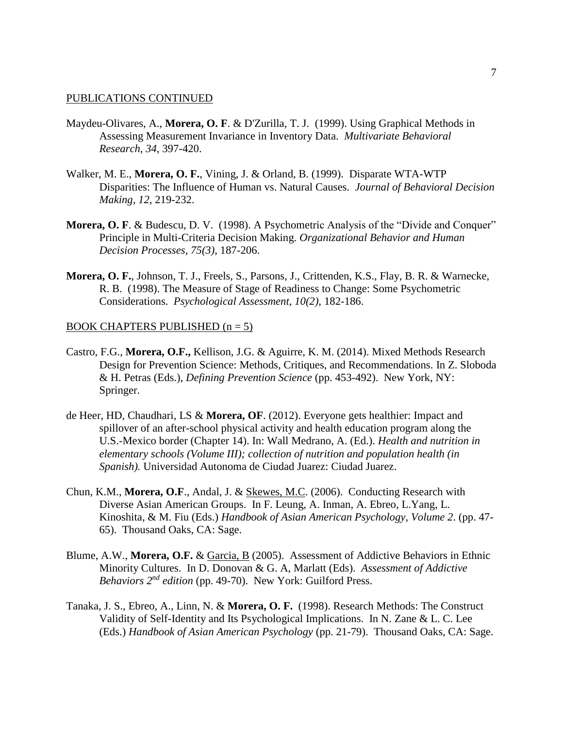PUBLICATIONS CONTINUED

Maydeu-Olivares, A., **Morera, O. F**. & D'Zurilla, T. J. (1999). Using Graphical Methods in Assessing Measurement Invariance in Inventory Data. *Multivariate Behavioral Research, 34*, 397-420.

Walker, M. E., **Morera, O. F.**, Vining, J. & Orland, B. (1999). Disparate WTA-WTP Disparities: The Influence of Human vs. Natural Causes. *Journal of Behavioral Decision Making, 12*, 219-232.

**Morera, O. F**. & Budescu, D. V. (1998). A Psychometric Analysis of the "Divide and Conquer" Principle in Multi-Criteria Decision Making. *Organizational Behavior and Human Decision Processes, 75(3)*, 187-206.

**Morera, O. F.**, Johnson, T. J., Freels, S., Parsons, J., Crittenden, K.S., Flay, B. R. & Warnecke, R. B. (1998). The Measure of Stage of Readiness to Change: Some Psychometric Considerations. *Psychological Assessment, 10(2)*, 182-186.

BOOK CHAPTERS PUBLISHED (n = 5)

Castro, F.G., **Morera, O.F.,** Kellison, J.G. & Aguirre, K. M. (2014). Mixed Methods Research Design for Prevention Science: Methods, Critiques, and Recommendations. In Z. Sloboda & H. Petras (Eds.), *Defining Prevention Science* (pp. 453-492). New York, NY: Springer.

de Heer, HD, Chaudhari, LS & **Morera, OF**. (2012). Everyone gets healthier: Impact and spillover of an after-school physical activity and health education program along the U.S.-Mexico border (Chapter 14). In: Wall Medrano, A. (Ed.). *Health and nutrition in elementary schools (Volume III); collection of nutrition and population health (in Spanish).* Universidad Autonoma de Ciudad Juarez: Ciudad Juarez.

Chun, K.M., **Morera, O.F**., Andal, J. & Skewes, M.C. (2006). Conducting Research with Diverse Asian American Groups. In F. Leung, A. Inman, A. Ebreo, L.Yang, L. Kinoshita, & M. Fiu (Eds.) *Handbook of Asian American Psychology, Volume 2*. (pp. 47-65). Thousand Oaks, CA: Sage.

Blume, A.W., **Morera, O.F.** & Garcia, B (2005). Assessment of Addictive Behaviors in Ethnic Minority Cultures. In D. Donovan & G. A, Marlatt (Eds). *Assessment of Addictive Behaviors 2nd edition* (pp. 49-70). New York: Guilford Press.

Tanaka, J. S., Ebreo, A., Linn, N. & **Morera, O. F.** (1998). Research Methods: The Construct Validity of Self-Identity and Its Psychological Implications. In N. Zane & L. C. Lee (Eds.) *Handbook of Asian American Psychology* (pp. 21-79). Thousand Oaks, CA: Sage.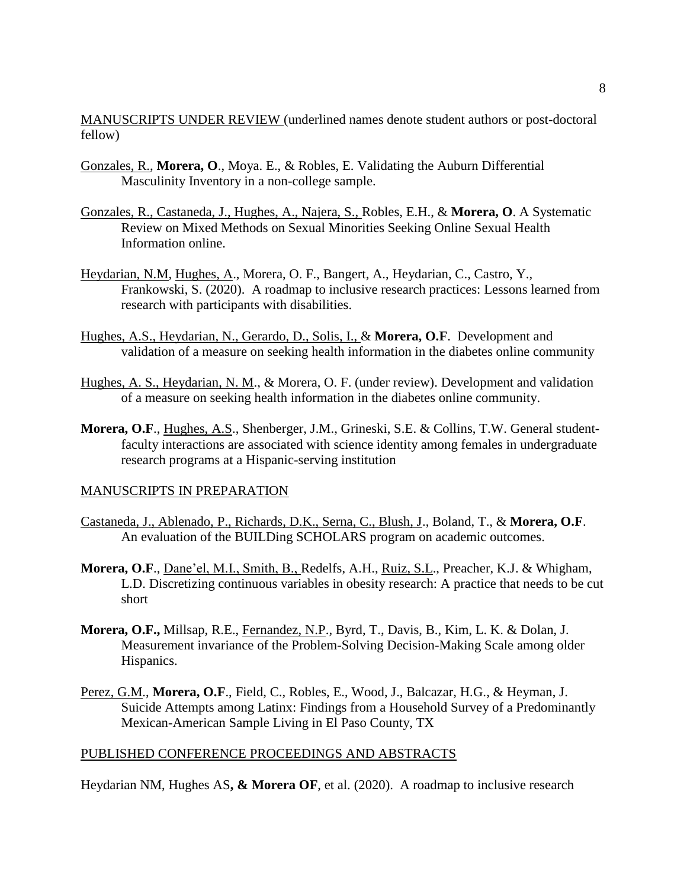MANUSCRIPTS UNDER REVIEW (underlined names denote student authors or post-doctoral fellow)

Gonzales, R., **Morera, O**., Moya. E., & Robles, E. Validating the Auburn Differential Masculinity Inventory in a non-college sample.

Gonzales, R., Castaneda, J., Hughes, A., Najera, S., Robles, E.H., & **Morera, O**. A Systematic Review on Mixed Methods on Sexual Minorities Seeking Online Sexual Health Information online.

Heydarian, N.M, Hughes, A., Morera, O. F., Bangert, A., Heydarian, C., Castro, Y., Frankowski, S. (2020). A roadmap to inclusive research practices: Lessons learned from research with participants with disabilities.

Hughes, A.S., Heydarian, N., Gerardo, D., Solis, I., & **Morera, O.F**. Development and validation of a measure on seeking health information in the diabetes online community

Hughes, A. S., Heydarian, N. M., & Morera, O. F. (under review). Development and validation of a measure on seeking health information in the diabetes online community.

**Morera, O.F**., Hughes, A.S., Shenberger, J.M., Grineski, S.E. & Collins, T.W. General student-faculty interactions are associated with science identity among females in undergraduate research programs at a Hispanic-serving institution

MANUSCRIPTS IN PREPARATION

Castaneda, J., Ablenado, P., Richards, D.K., Serna, C., Blush, J., Boland, T., & **Morera, O.F**. An evaluation of the BUILDing SCHOLARS program on academic outcomes.

**Morera, O.F**., Dane'el, M.I., Smith, B., Redelfs, A.H., Ruiz, S.L., Preacher, K.J. & Whigham, L.D. Discretizing continuous variables in obesity research: A practice that needs to be cut short

**Morera, O.F.,** Millsap, R.E., Fernandez, N.P., Byrd, T., Davis, B., Kim, L. K. & Dolan, J. Measurement invariance of the Problem-Solving Decision-Making Scale among older Hispanics.

Perez, G.M., **Morera, O.F**., Field, C., Robles, E., Wood, J., Balcazar, H.G., & Heyman, J. Suicide Attempts among Latinx: Findings from a Household Survey of a Predominantly Mexican-American Sample Living in El Paso County, TX

PUBLISHED CONFERENCE PROCEEDINGS AND ABSTRACTS

Heydarian NM, Hughes AS**, & Morera OF**, et al. (2020). A roadmap to inclusive research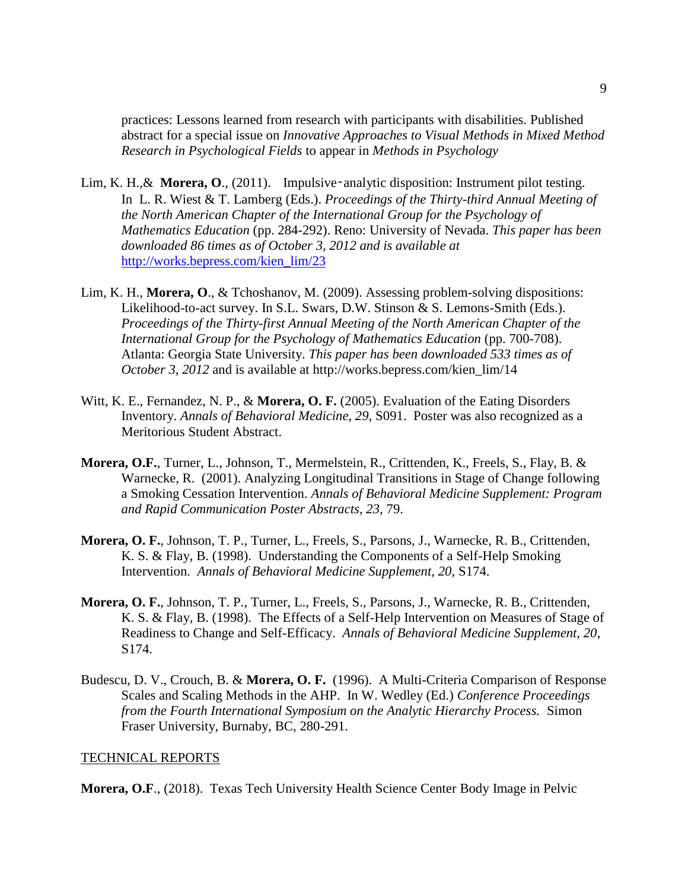practices: Lessons learned from research with participants with disabilities. Published abstract for a special issue on *Innovative Approaches to Visual Methods in Mixed Method Research in Psychological Fields* to appear in *Methods in Psychology*

Lim, K. H.,& **Morera, O**., (2011). Impulsive‑analytic disposition: Instrument pilot testing. In L. R. Wiest & T. Lamberg (Eds.). *Proceedings of the Thirty-third Annual Meeting of the North American Chapter of the International Group for the Psychology of Mathematics Education* (pp. 284-292). Reno: University of Nevada. *This paper has been downloaded 86 times as of October 3, 2012 and is available at* [http://works.bepress.com/kien_lim/23](http://works.bepress.com/kien_lim/23)

Lim, K. H., **Morera, O**., & Tchoshanov, M. (2009). Assessing problem-solving dispositions: Likelihood-to-act survey. In S.L. Swars, D.W. Stinson & S. Lemons-Smith (Eds.). *Proceedings of the Thirty-first Annual Meeting of the North American Chapter of the International Group for the Psychology of Mathematics Education* (pp. 700-708). Atlanta: Georgia State University. *This paper has been downloaded 533 times as of October 3, 2012* and is available at http://works.bepress.com/kien_lim/14

Witt, K. E., Fernandez, N. P., & **Morera, O. F.** (2005). Evaluation of the Eating Disorders Inventory. *Annals of Behavioral Medicine, 29,* S091. Poster was also recognized as a Meritorious Student Abstract.

**Morera, O.F.**, Turner, L., Johnson, T., Mermelstein, R., Crittenden, K., Freels, S., Flay, B. & Warnecke, R. (2001). Analyzing Longitudinal Transitions in Stage of Change following a Smoking Cessation Intervention. *Annals of Behavioral Medicine Supplement: Program and Rapid Communication Poster Abstracts, 23,* 79.

**Morera, O. F.**, Johnson, T. P., Turner, L., Freels, S., Parsons, J., Warnecke, R. B., Crittenden, K. S. & Flay, B. (1998). Understanding the Components of a Self-Help Smoking Intervention. *Annals of Behavioral Medicine Supplement, 20,* S174.

**Morera, O. F.**, Johnson, T. P., Turner, L., Freels, S., Parsons, J., Warnecke, R. B., Crittenden, K. S. & Flay, B. (1998). The Effects of a Self-Help Intervention on Measures of Stage of Readiness to Change and Self-Efficacy. *Annals of Behavioral Medicine Supplement, 20*, S174.

Budescu, D. V., Crouch, B. & **Morera, O. F.** (1996). A Multi-Criteria Comparison of Response Scales and Scaling Methods in the AHP. In W. Wedley (Ed.) *Conference Proceedings from the Fourth International Symposium on the Analytic Hierarchy Process.* Simon Fraser University, Burnaby, BC, 280-291.

## TECHNICAL REPORTS

**Morera, O.F**., (2018). Texas Tech University Health Science Center Body Image in Pelvic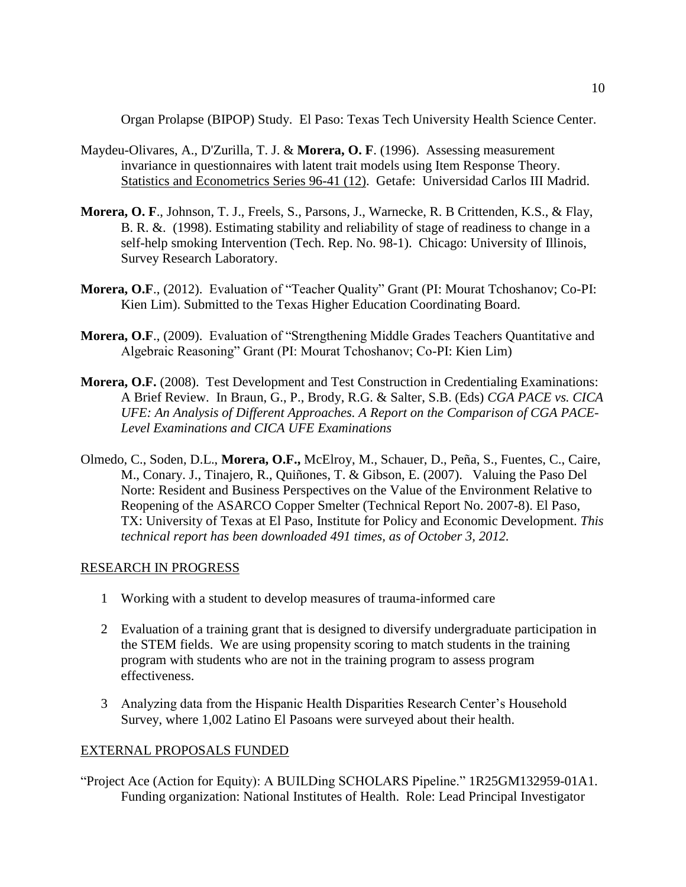Organ Prolapse (BIPOP) Study. El Paso: Texas Tech University Health Science Center.

Maydeu-Olivares, A., D'Zurilla, T. J. & **Morera, O. F**. (1996). Assessing measurement invariance in questionnaires with latent trait models using Item Response Theory. Statistics and Econometrics Series 96-41 (12). Getafe: Universidad Carlos III Madrid.

**Morera, O. F**., Johnson, T. J., Freels, S., Parsons, J., Warnecke, R. B Crittenden, K.S., & Flay, B. R. &. (1998). Estimating stability and reliability of stage of readiness to change in a self-help smoking Intervention (Tech. Rep. No. 98-1). Chicago: University of Illinois, Survey Research Laboratory.

**Morera, O.F**., (2012). Evaluation of "Teacher Quality" Grant (PI: Mourat Tchoshanov; Co-PI: Kien Lim). Submitted to the Texas Higher Education Coordinating Board.

**Morera, O.F**., (2009). Evaluation of "Strengthening Middle Grades Teachers Quantitative and Algebraic Reasoning" Grant (PI: Mourat Tchoshanov; Co-PI: Kien Lim)

**Morera, O.F.** (2008). Test Development and Test Construction in Credentialing Examinations: A Brief Review. In Braun, G., P., Brody, R.G. & Salter, S.B. (Eds) *CGA PACE vs. CICA UFE: An Analysis of Different Approaches. A Report on the Comparison of CGA PACE-Level Examinations and CICA UFE Examinations*

Olmedo, C., Soden, D.L., **Morera, O.F.,** McElroy, M., Schauer, D., Peña, S., Fuentes, C., Caire, M., Conary. J., Tinajero, R., Quiñones, T. & Gibson, E. (2007). Valuing the Paso Del Norte: Resident and Business Perspectives on the Value of the Environment Relative to Reopening of the ASARCO Copper Smelter (Technical Report No. 2007-8). El Paso, TX: University of Texas at El Paso, Institute for Policy and Economic Development. *This technical report has been downloaded 491 times, as of October 3, 2012.*

## RESEARCH IN PROGRESS

1. Working with a student to develop measures of trauma-informed care
2. Evaluation of a training grant that is designed to diversify undergraduate participation in the STEM fields. We are using propensity scoring to match students in the training program with students who are not in the training program to assess program effectiveness.
3. Analyzing data from the Hispanic Health Disparities Research Center's Household Survey, where 1,002 Latino El Pasoans were surveyed about their health.

## EXTERNAL PROPOSALS FUNDED

"Project Ace (Action for Equity): A BUILDing SCHOLARS Pipeline." 1R25GM132959-01A1. Funding organization: National Institutes of Health. Role: Lead Principal Investigator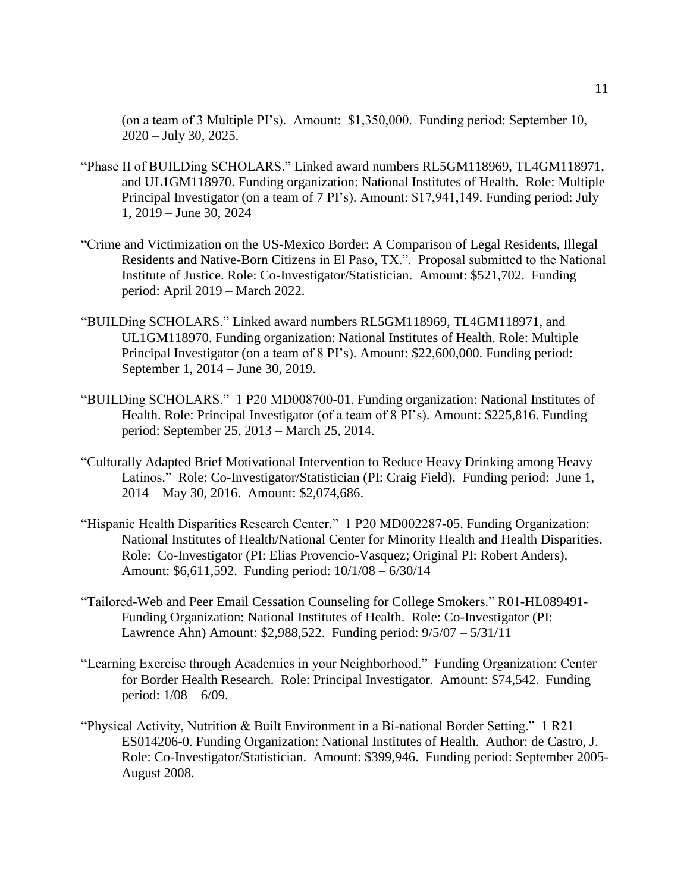(on a team of 3 Multiple PI's). Amount: $1,350,000. Funding period: September 10, 2020 – July 30, 2025.

"Phase II of BUILDing SCHOLARS." Linked award numbers RL5GM118969, TL4GM118971, and UL1GM118970. Funding organization: National Institutes of Health. Role: Multiple Principal Investigator (on a team of 7 PI's). Amount: $17,941,149. Funding period: July 1, 2019 – June 30, 2024

"Crime and Victimization on the US-Mexico Border: A Comparison of Legal Residents, Illegal Residents and Native-Born Citizens in El Paso, TX.". Proposal submitted to the National Institute of Justice. Role: Co-Investigator/Statistician. Amount: $521,702. Funding period: April 2019 – March 2022.

"BUILDing SCHOLARS." Linked award numbers RL5GM118969, TL4GM118971, and UL1GM118970. Funding organization: National Institutes of Health. Role: Multiple Principal Investigator (on a team of 8 PI's). Amount: $22,600,000. Funding period: September 1, 2014 – June 30, 2019.

"BUILDing SCHOLARS." 1 P20 MD008700-01. Funding organization: National Institutes of Health. Role: Principal Investigator (of a team of 8 PI's). Amount: $225,816. Funding period: September 25, 2013 – March 25, 2014.

"Culturally Adapted Brief Motivational Intervention to Reduce Heavy Drinking among Heavy Latinos." Role: Co-Investigator/Statistician (PI: Craig Field). Funding period: June 1, 2014 – May 30, 2016. Amount: $2,074,686.

"Hispanic Health Disparities Research Center." 1 P20 MD002287-05. Funding Organization: National Institutes of Health/National Center for Minority Health and Health Disparities. Role: Co-Investigator (PI: Elias Provencio-Vasquez; Original PI: Robert Anders). Amount: $6,611,592. Funding period: 10/1/08 – 6/30/14

"Tailored-Web and Peer Email Cessation Counseling for College Smokers." R01-HL089491- Funding Organization: National Institutes of Health. Role: Co-Investigator (PI: Lawrence Ahn) Amount: $2,988,522. Funding period: 9/5/07 – 5/31/11

"Learning Exercise through Academics in your Neighborhood." Funding Organization: Center for Border Health Research. Role: Principal Investigator. Amount: $74,542. Funding period: 1/08 – 6/09.

"Physical Activity, Nutrition & Built Environment in a Bi-national Border Setting." 1 R21 ES014206-0. Funding Organization: National Institutes of Health. Author: de Castro, J. Role: Co-Investigator/Statistician. Amount: $399,946. Funding period: September 2005-August 2008.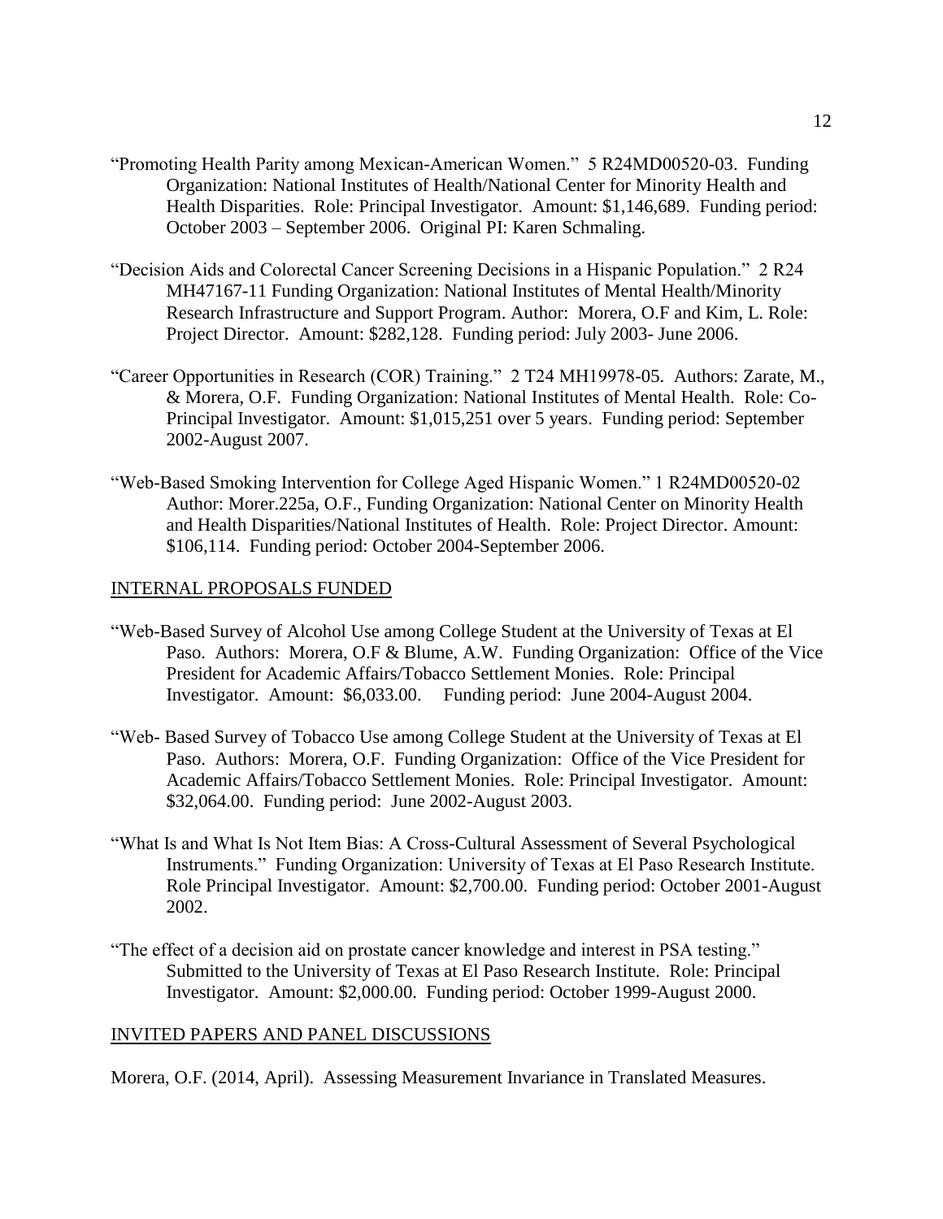"Promoting Health Parity among Mexican-American Women." 5 R24MD00520-03. Funding Organization: National Institutes of Health/National Center for Minority Health and Health Disparities. Role: Principal Investigator. Amount: $1,146,689. Funding period: October 2003 – September 2006. Original PI: Karen Schmaling.

"Decision Aids and Colorectal Cancer Screening Decisions in a Hispanic Population." 2 R24 MH47167-11 Funding Organization: National Institutes of Mental Health/Minority Research Infrastructure and Support Program. Author: Morera, O.F and Kim, L. Role: Project Director. Amount: $282,128. Funding period: July 2003- June 2006.

"Career Opportunities in Research (COR) Training." 2 T24 MH19978-05. Authors: Zarate, M., & Morera, O.F. Funding Organization: National Institutes of Mental Health. Role: Co-Principal Investigator. Amount: $1,015,251 over 5 years. Funding period: September 2002-August 2007.

"Web-Based Smoking Intervention for College Aged Hispanic Women." 1 R24MD00520-02 Author: Morer.225a, O.F., Funding Organization: National Center on Minority Health and Health Disparities/National Institutes of Health. Role: Project Director. Amount: $106,114. Funding period: October 2004-September 2006.

## INTERNAL PROPOSALS FUNDED

"Web-Based Survey of Alcohol Use among College Student at the University of Texas at El Paso. Authors: Morera, O.F & Blume, A.W. Funding Organization: Office of the Vice President for Academic Affairs/Tobacco Settlement Monies. Role: Principal Investigator. Amount: $6,033.00. Funding period: June 2004-August 2004.

"Web- Based Survey of Tobacco Use among College Student at the University of Texas at El Paso. Authors: Morera, O.F. Funding Organization: Office of the Vice President for Academic Affairs/Tobacco Settlement Monies. Role: Principal Investigator. Amount: $32,064.00. Funding period: June 2002-August 2003.

"What Is and What Is Not Item Bias: A Cross-Cultural Assessment of Several Psychological Instruments." Funding Organization: University of Texas at El Paso Research Institute. Role Principal Investigator. Amount: $2,700.00. Funding period: October 2001-August 2002.

"The effect of a decision aid on prostate cancer knowledge and interest in PSA testing." Submitted to the University of Texas at El Paso Research Institute. Role: Principal Investigator. Amount: $2,000.00. Funding period: October 1999-August 2000.

## INVITED PAPERS AND PANEL DISCUSSIONS

Morera, O.F. (2014, April). Assessing Measurement Invariance in Translated Measures.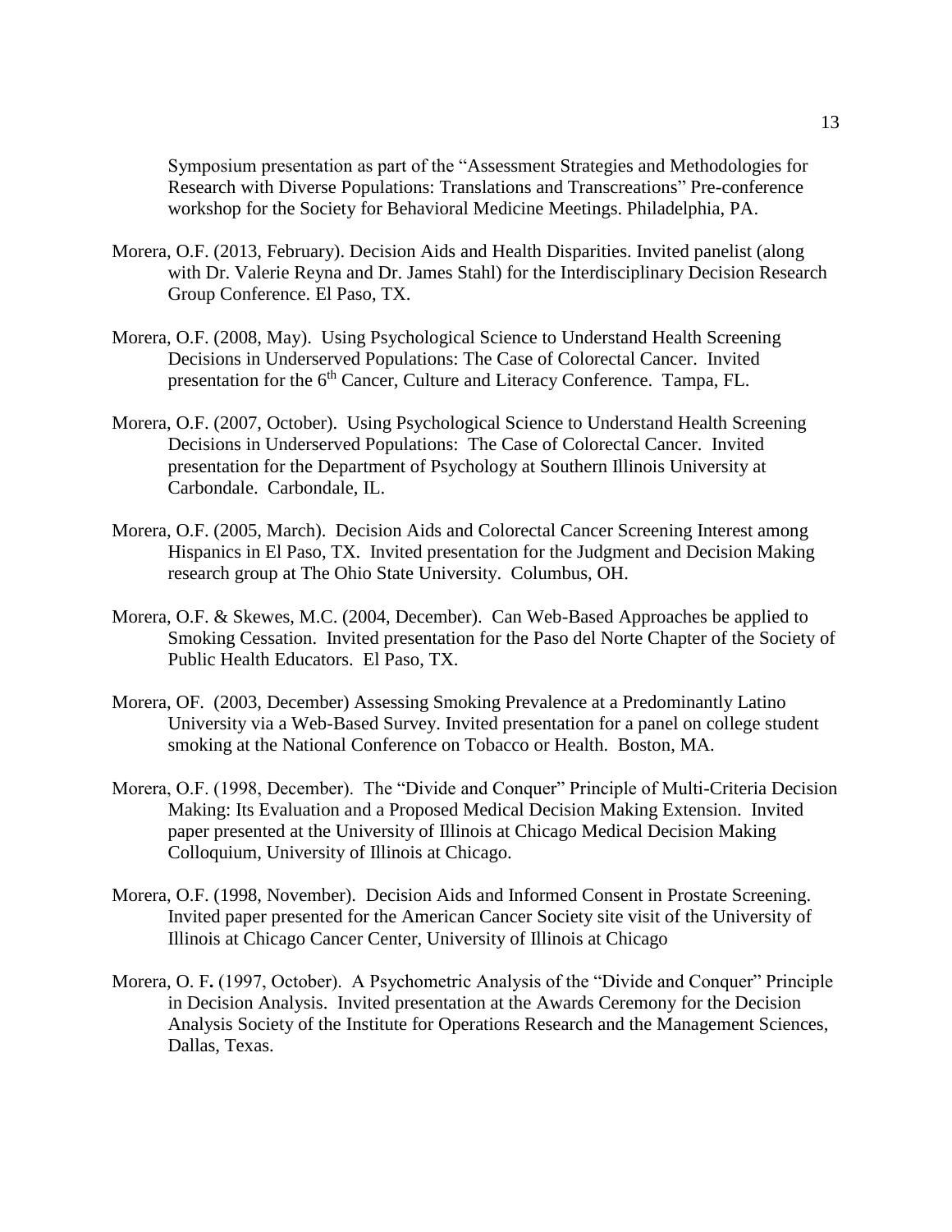Symposium presentation as part of the "Assessment Strategies and Methodologies for Research with Diverse Populations: Translations and Transcreations" Pre-conference workshop for the Society for Behavioral Medicine Meetings. Philadelphia, PA.

Morera, O.F. (2013, February). Decision Aids and Health Disparities. Invited panelist (along with Dr. Valerie Reyna and Dr. James Stahl) for the Interdisciplinary Decision Research Group Conference. El Paso, TX.

Morera, O.F. (2008, May). Using Psychological Science to Understand Health Screening Decisions in Underserved Populations: The Case of Colorectal Cancer. Invited presentation for the 6th Cancer, Culture and Literacy Conference. Tampa, FL.

Morera, O.F. (2007, October). Using Psychological Science to Understand Health Screening Decisions in Underserved Populations: The Case of Colorectal Cancer. Invited presentation for the Department of Psychology at Southern Illinois University at Carbondale. Carbondale, IL.

Morera, O.F. (2005, March). Decision Aids and Colorectal Cancer Screening Interest among Hispanics in El Paso, TX. Invited presentation for the Judgment and Decision Making research group at The Ohio State University. Columbus, OH.

Morera, O.F. & Skewes, M.C. (2004, December). Can Web-Based Approaches be applied to Smoking Cessation. Invited presentation for the Paso del Norte Chapter of the Society of Public Health Educators. El Paso, TX.

Morera, OF. (2003, December) Assessing Smoking Prevalence at a Predominantly Latino University via a Web-Based Survey. Invited presentation for a panel on college student smoking at the National Conference on Tobacco or Health. Boston, MA.

Morera, O.F. (1998, December). The "Divide and Conquer" Principle of Multi-Criteria Decision Making: Its Evaluation and a Proposed Medical Decision Making Extension. Invited paper presented at the University of Illinois at Chicago Medical Decision Making Colloquium, University of Illinois at Chicago.

Morera, O.F. (1998, November). Decision Aids and Informed Consent in Prostate Screening. Invited paper presented for the American Cancer Society site visit of the University of Illinois at Chicago Cancer Center, University of Illinois at Chicago

Morera, O. F**.** (1997, October). A Psychometric Analysis of the "Divide and Conquer" Principle in Decision Analysis. Invited presentation at the Awards Ceremony for the Decision Analysis Society of the Institute for Operations Research and the Management Sciences, Dallas, Texas.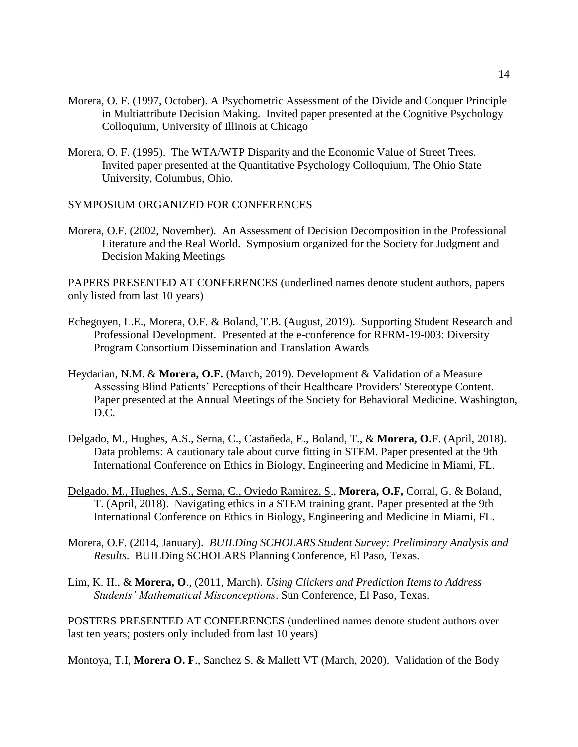Morera, O. F. (1997, October). A Psychometric Assessment of the Divide and Conquer Principle in Multiattribute Decision Making. Invited paper presented at the Cognitive Psychology Colloquium, University of Illinois at Chicago

Morera, O. F. (1995). The WTA/WTP Disparity and the Economic Value of Street Trees. Invited paper presented at the Quantitative Psychology Colloquium, The Ohio State University, Columbus, Ohio.

<u>SYMPOSIUM ORGANIZED FOR CONFERENCES</u>

Morera, O.F. (2002, November). An Assessment of Decision Decomposition in the Professional Literature and the Real World. Symposium organized for the Society for Judgment and Decision Making Meetings

<u>PAPERS PRESENTED AT CONFERENCES</u> (underlined names denote student authors, papers only listed from last 10 years)

Echegoyen, L.E., Morera, O.F. & Boland, T.B. (August, 2019). Supporting Student Research and Professional Development. Presented at the e-conference for RFRM-19-003: Diversity Program Consortium Dissemination and Translation Awards

<u>Heydarian, N.M.</u> & **Morera, O.F.** (March, 2019). Development & Validation of a Measure Assessing Blind Patients' Perceptions of their Healthcare Providers' Stereotype Content. Paper presented at the Annual Meetings of the Society for Behavioral Medicine. Washington, D.C.

<u>Delgado, M., Hughes, A.S., Serna, C</u>., Castañeda, E., Boland, T., & **Morera, O.F**. (April, 2018). Data problems: A cautionary tale about curve fitting in STEM. Paper presented at the 9th International Conference on Ethics in Biology, Engineering and Medicine in Miami, FL.

<u>Delgado, M., Hughes, A.S., Serna, C., Oviedo Ramirez, S</u>., **Morera, O.F,** Corral, G. & Boland, T. (April, 2018). Navigating ethics in a STEM training grant. Paper presented at the 9th International Conference on Ethics in Biology, Engineering and Medicine in Miami, FL.

Morera, O.F. (2014, January). *BUILDing SCHOLARS Student Survey: Preliminary Analysis and Results*. BUILDing SCHOLARS Planning Conference, El Paso, Texas.

Lim, K. H., & **Morera, O**., (2011, March). *Using Clickers and Prediction Items to Address Students' Mathematical Misconceptions*. Sun Conference, El Paso, Texas.

<u>POSTERS PRESENTED AT CONFERENCES</u> (underlined names denote student authors over last ten years; posters only included from last 10 years)

Montoya, T.I, **Morera O. F**., Sanchez S. & Mallett VT (March, 2020). Validation of the Body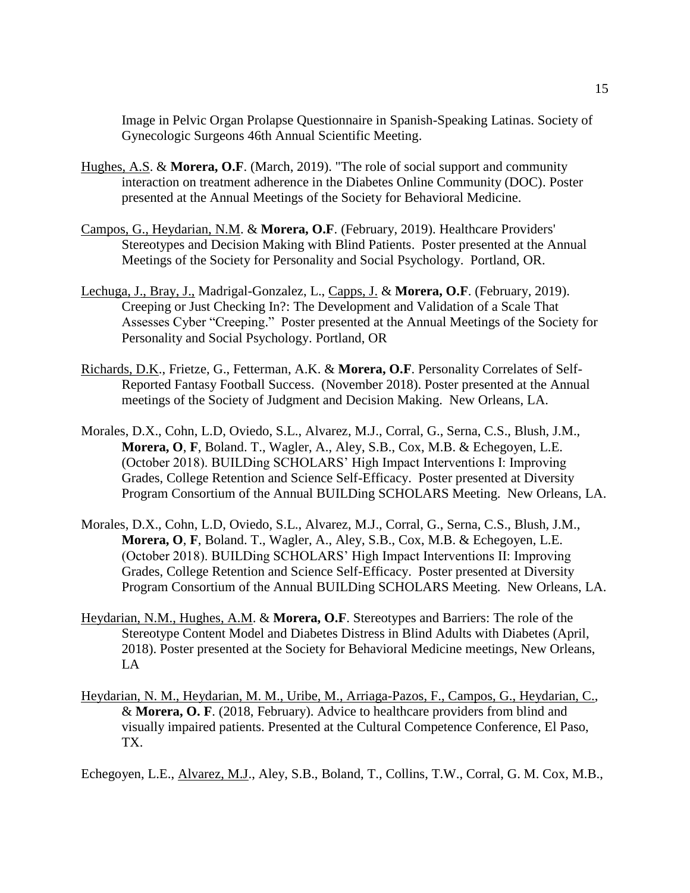Image in Pelvic Organ Prolapse Questionnaire in Spanish-Speaking Latinas. Society of Gynecologic Surgeons 46th Annual Scientific Meeting.

Hughes, A.S. & **Morera, O.F**. (March, 2019). "The role of social support and community interaction on treatment adherence in the Diabetes Online Community (DOC). Poster presented at the Annual Meetings of the Society for Behavioral Medicine.

Campos, G., Heydarian, N.M. & **Morera, O.F**. (February, 2019). Healthcare Providers' Stereotypes and Decision Making with Blind Patients. Poster presented at the Annual Meetings of the Society for Personality and Social Psychology. Portland, OR.

Lechuga, J., Bray, J., Madrigal-Gonzalez, L., Capps, J. & **Morera, O.F**. (February, 2019). Creeping or Just Checking In?: The Development and Validation of a Scale That Assesses Cyber "Creeping." Poster presented at the Annual Meetings of the Society for Personality and Social Psychology. Portland, OR

Richards, D.K., Frietze, G., Fetterman, A.K. & **Morera, O.F**. Personality Correlates of Self-Reported Fantasy Football Success. (November 2018). Poster presented at the Annual meetings of the Society of Judgment and Decision Making. New Orleans, LA.

Morales, D.X., Cohn, L.D, Oviedo, S.L., Alvarez, M.J., Corral, G., Serna, C.S., Blush, J.M., **Morera, O**, **F**, Boland. T., Wagler, A., Aley, S.B., Cox, M.B. & Echegoyen, L.E. (October 2018). BUILDing SCHOLARS' High Impact Interventions I: Improving Grades, College Retention and Science Self-Efficacy. Poster presented at Diversity Program Consortium of the Annual BUILDing SCHOLARS Meeting. New Orleans, LA.

Morales, D.X., Cohn, L.D, Oviedo, S.L., Alvarez, M.J., Corral, G., Serna, C.S., Blush, J.M., **Morera, O**, **F**, Boland. T., Wagler, A., Aley, S.B., Cox, M.B. & Echegoyen, L.E. (October 2018). BUILDing SCHOLARS' High Impact Interventions II: Improving Grades, College Retention and Science Self-Efficacy. Poster presented at Diversity Program Consortium of the Annual BUILDing SCHOLARS Meeting. New Orleans, LA.

Heydarian, N.M., Hughes, A.M. & **Morera, O.F**. Stereotypes and Barriers: The role of the Stereotype Content Model and Diabetes Distress in Blind Adults with Diabetes (April, 2018). Poster presented at the Society for Behavioral Medicine meetings, New Orleans, LA

Heydarian, N. M., Heydarian, M. M., Uribe, M., Arriaga-Pazos, F., Campos, G., Heydarian, C., & **Morera, O. F**. (2018, February). Advice to healthcare providers from blind and visually impaired patients. Presented at the Cultural Competence Conference, El Paso, TX.

Echegoyen, L.E., Alvarez, M.J., Aley, S.B., Boland, T., Collins, T.W., Corral, G. M. Cox, M.B.,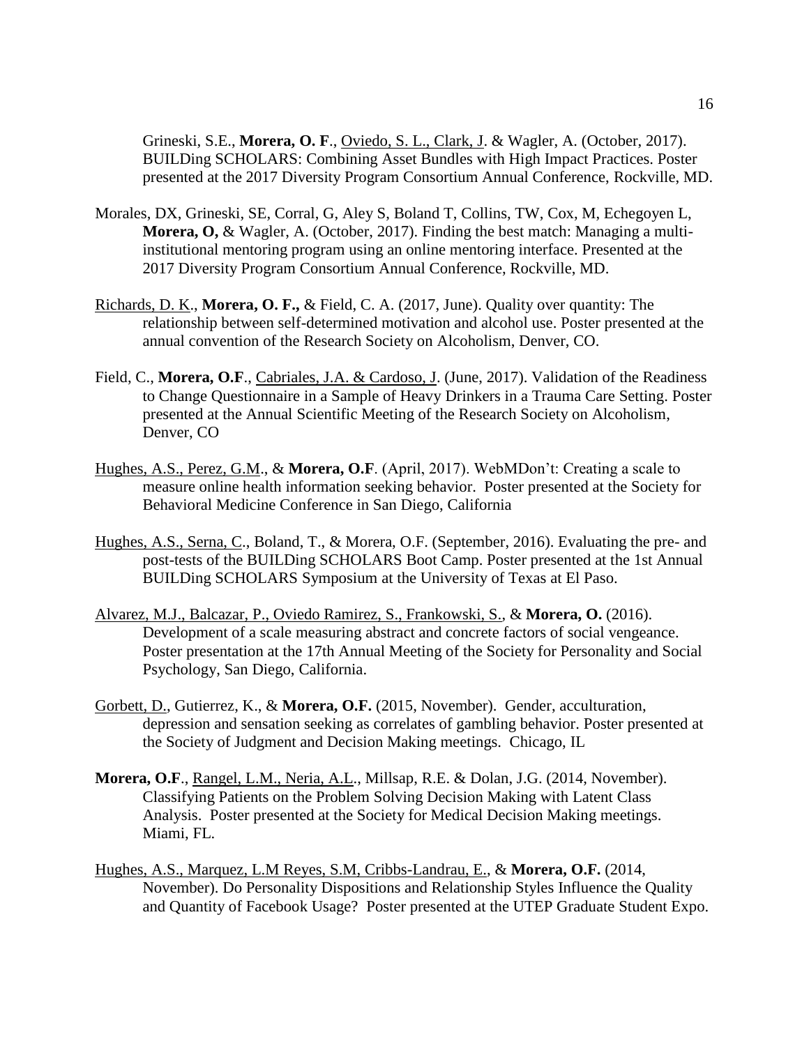Grineski, S.E., **Morera, O. F**., <u>Oviedo, S. L., Clark, J</u>. & Wagler, A. (October, 2017). BUILDing SCHOLARS: Combining Asset Bundles with High Impact Practices. Poster presented at the 2017 Diversity Program Consortium Annual Conference, Rockville, MD.

Morales, DX, Grineski, SE, Corral, G, Aley S, Boland T, Collins, TW, Cox, M, Echegoyen L, **Morera, O,** & Wagler, A. (October, 2017). Finding the best match: Managing a multi-institutional mentoring program using an online mentoring interface. Presented at the 2017 Diversity Program Consortium Annual Conference, Rockville, MD.

<u>Richards, D. K</u>., **Morera, O. F.,** & Field, C. A. (2017, June). Quality over quantity: The relationship between self-determined motivation and alcohol use. Poster presented at the annual convention of the Research Society on Alcoholism, Denver, CO.

Field, C., **Morera, O.F**., <u>Cabriales, J.A. & Cardoso, J</u>. (June, 2017). Validation of the Readiness to Change Questionnaire in a Sample of Heavy Drinkers in a Trauma Care Setting. Poster presented at the Annual Scientific Meeting of the Research Society on Alcoholism, Denver, CO

<u>Hughes, A.S., Perez, G.M</u>., & **Morera, O.F**. (April, 2017). WebMDon't: Creating a scale to measure online health information seeking behavior. Poster presented at the Society for Behavioral Medicine Conference in San Diego, California

<u>Hughes, A.S., Serna, C</u>., Boland, T., & Morera, O.F. (September, 2016). Evaluating the pre- and post-tests of the BUILDing SCHOLARS Boot Camp. Poster presented at the 1st Annual BUILDing SCHOLARS Symposium at the University of Texas at El Paso.

<u>Alvarez, M.J., Balcazar, P., Oviedo Ramirez, S., Frankowski, S.</u>, & **Morera, O.** (2016). Development of a scale measuring abstract and concrete factors of social vengeance. Poster presentation at the 17th Annual Meeting of the Society for Personality and Social Psychology, San Diego, California.

<u>Gorbett, D.</u>, Gutierrez, K., & **Morera, O.F.** (2015, November). Gender, acculturation, depression and sensation seeking as correlates of gambling behavior. Poster presented at the Society of Judgment and Decision Making meetings. Chicago, IL

**Morera, O.F**., <u>Rangel, L.M., Neria, A.L</u>., Millsap, R.E. & Dolan, J.G. (2014, November). Classifying Patients on the Problem Solving Decision Making with Latent Class Analysis. Poster presented at the Society for Medical Decision Making meetings. Miami, FL.

<u>Hughes, A.S., Marquez, L.M Reyes, S.M, Cribbs-Landrau, E.</u>, & **Morera, O.F.** (2014, November). Do Personality Dispositions and Relationship Styles Influence the Quality and Quantity of Facebook Usage? Poster presented at the UTEP Graduate Student Expo.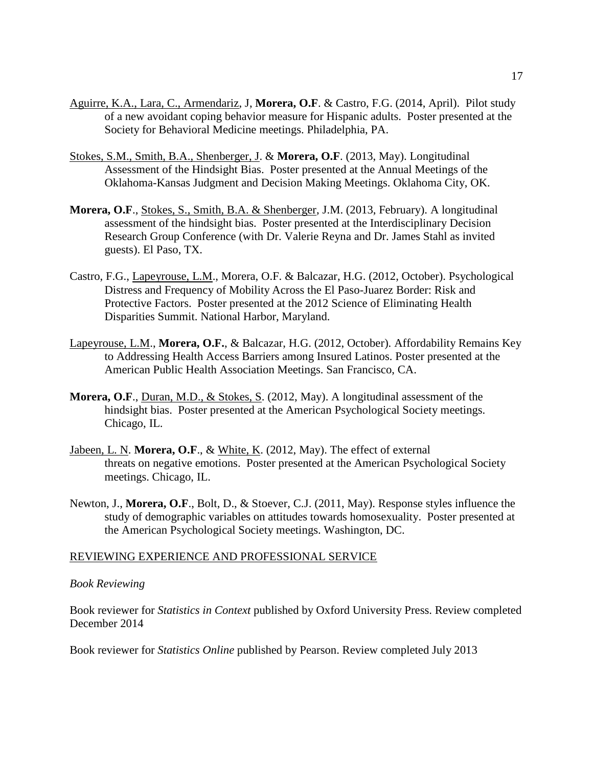Aguirre, K.A., Lara, C., Armendariz, J, **Morera, O.F**. & Castro, F.G. (2014, April). Pilot study of a new avoidant coping behavior measure for Hispanic adults. Poster presented at the Society for Behavioral Medicine meetings. Philadelphia, PA.

Stokes, S.M., Smith, B.A., Shenberger, J. & **Morera, O.F**. (2013, May). Longitudinal Assessment of the Hindsight Bias. Poster presented at the Annual Meetings of the Oklahoma-Kansas Judgment and Decision Making Meetings. Oklahoma City, OK.

**Morera, O.F**., Stokes, S., Smith, B.A. & Shenberger, J.M. (2013, February). A longitudinal assessment of the hindsight bias. Poster presented at the Interdisciplinary Decision Research Group Conference (with Dr. Valerie Reyna and Dr. James Stahl as invited guests). El Paso, TX.

Castro, F.G., Lapeyrouse, L.M., Morera, O.F. & Balcazar, H.G. (2012, October). Psychological Distress and Frequency of Mobility Across the El Paso-Juarez Border: Risk and Protective Factors. Poster presented at the 2012 Science of Eliminating Health Disparities Summit. National Harbor, Maryland.

Lapeyrouse, L.M., **Morera, O.F.**, & Balcazar, H.G. (2012, October). Affordability Remains Key to Addressing Health Access Barriers among Insured Latinos. Poster presented at the American Public Health Association Meetings. San Francisco, CA.

**Morera, O.F**., Duran, M.D., & Stokes, S. (2012, May). A longitudinal assessment of the hindsight bias. Poster presented at the American Psychological Society meetings. Chicago, IL.

Jabeen, L. N. **Morera, O.F**., & White, K. (2012, May). The effect of external threats on negative emotions. Poster presented at the American Psychological Society meetings. Chicago, IL.

Newton, J., **Morera, O.F**., Bolt, D., & Stoever, C.J. (2011, May). Response styles influence the study of demographic variables on attitudes towards homosexuality. Poster presented at the American Psychological Society meetings. Washington, DC.

## REVIEWING EXPERIENCE AND PROFESSIONAL SERVICE

*Book Reviewing*

Book reviewer for *Statistics in Context* published by Oxford University Press. Review completed December 2014

Book reviewer for *Statistics Online* published by Pearson. Review completed July 2013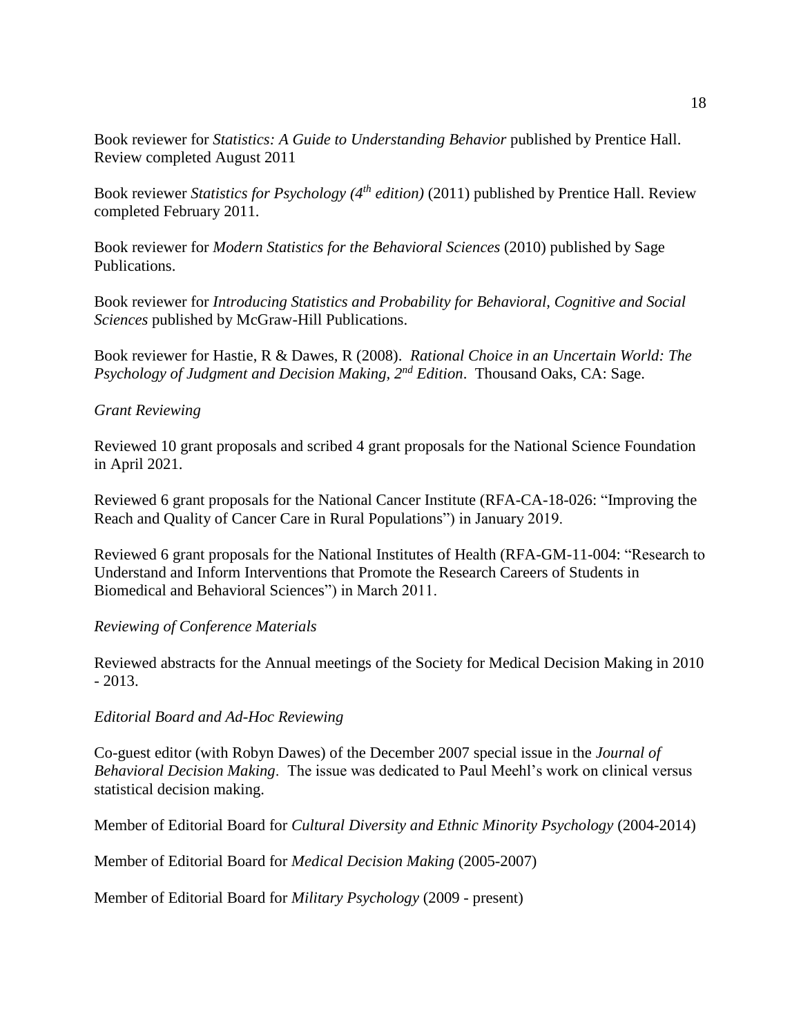Book reviewer for *Statistics: A Guide to Understanding Behavior* published by Prentice Hall. Review completed August 2011

Book reviewer *Statistics for Psychology (4th edition)* (2011) published by Prentice Hall. Review completed February 2011.

Book reviewer for *Modern Statistics for the Behavioral Sciences* (2010) published by Sage Publications.

Book reviewer for *Introducing Statistics and Probability for Behavioral, Cognitive and Social Sciences* published by McGraw-Hill Publications.

Book reviewer for Hastie, R & Dawes, R (2008). *Rational Choice in an Uncertain World: The Psychology of Judgment and Decision Making, 2nd Edition*. Thousand Oaks, CA: Sage.

*Grant Reviewing*

Reviewed 10 grant proposals and scribed 4 grant proposals for the National Science Foundation in April 2021.

Reviewed 6 grant proposals for the National Cancer Institute (RFA-CA-18-026: "Improving the Reach and Quality of Cancer Care in Rural Populations") in January 2019.

Reviewed 6 grant proposals for the National Institutes of Health (RFA-GM-11-004: "Research to Understand and Inform Interventions that Promote the Research Careers of Students in Biomedical and Behavioral Sciences") in March 2011.

*Reviewing of Conference Materials*

Reviewed abstracts for the Annual meetings of the Society for Medical Decision Making in 2010 - 2013.

*Editorial Board and Ad-Hoc Reviewing*

Co-guest editor (with Robyn Dawes) of the December 2007 special issue in the *Journal of Behavioral Decision Making*. The issue was dedicated to Paul Meehl's work on clinical versus statistical decision making.

Member of Editorial Board for *Cultural Diversity and Ethnic Minority Psychology* (2004-2014)

Member of Editorial Board for *Medical Decision Making* (2005-2007)

Member of Editorial Board for *Military Psychology* (2009 - present)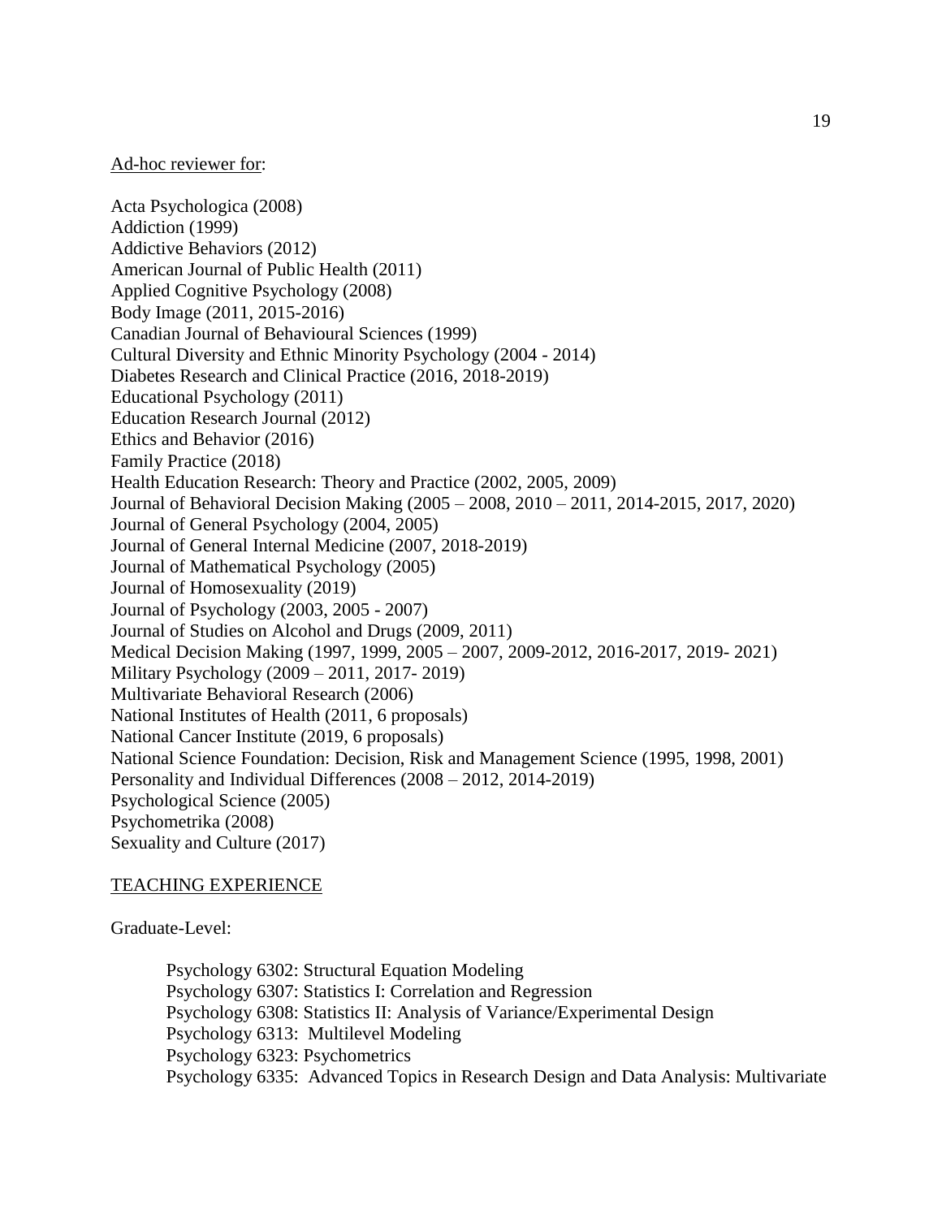Ad-hoc reviewer for:

Acta Psychologica (2008)
Addiction (1999)
Addictive Behaviors (2012)
American Journal of Public Health (2011)
Applied Cognitive Psychology (2008)
Body Image (2011, 2015-2016)
Canadian Journal of Behavioural Sciences (1999)
Cultural Diversity and Ethnic Minority Psychology (2004 - 2014)
Diabetes Research and Clinical Practice (2016, 2018-2019)
Educational Psychology (2011)
Education Research Journal (2012)
Ethics and Behavior (2016)
Family Practice (2018)
Health Education Research: Theory and Practice (2002, 2005, 2009)
Journal of Behavioral Decision Making (2005 – 2008, 2010 – 2011, 2014-2015, 2017, 2020)
Journal of General Psychology (2004, 2005)
Journal of General Internal Medicine (2007, 2018-2019)
Journal of Mathematical Psychology (2005)
Journal of Homosexuality (2019)
Journal of Psychology (2003, 2005 - 2007)
Journal of Studies on Alcohol and Drugs (2009, 2011)
Medical Decision Making (1997, 1999, 2005 – 2007, 2009-2012, 2016-2017, 2019- 2021)
Military Psychology (2009 – 2011, 2017- 2019)
Multivariate Behavioral Research (2006)
National Institutes of Health (2011, 6 proposals)
National Cancer Institute (2019, 6 proposals)
National Science Foundation: Decision, Risk and Management Science (1995, 1998, 2001)
Personality and Individual Differences (2008 – 2012, 2014-2019)
Psychological Science (2005)
Psychometrika (2008)
Sexuality and Culture (2017)

## TEACHING EXPERIENCE

Graduate-Level:

Psychology 6302: Structural Equation Modeling
Psychology 6307: Statistics I: Correlation and Regression
Psychology 6308: Statistics II: Analysis of Variance/Experimental Design
Psychology 6313: Multilevel Modeling
Psychology 6323: Psychometrics
Psychology 6335: Advanced Topics in Research Design and Data Analysis: Multivariate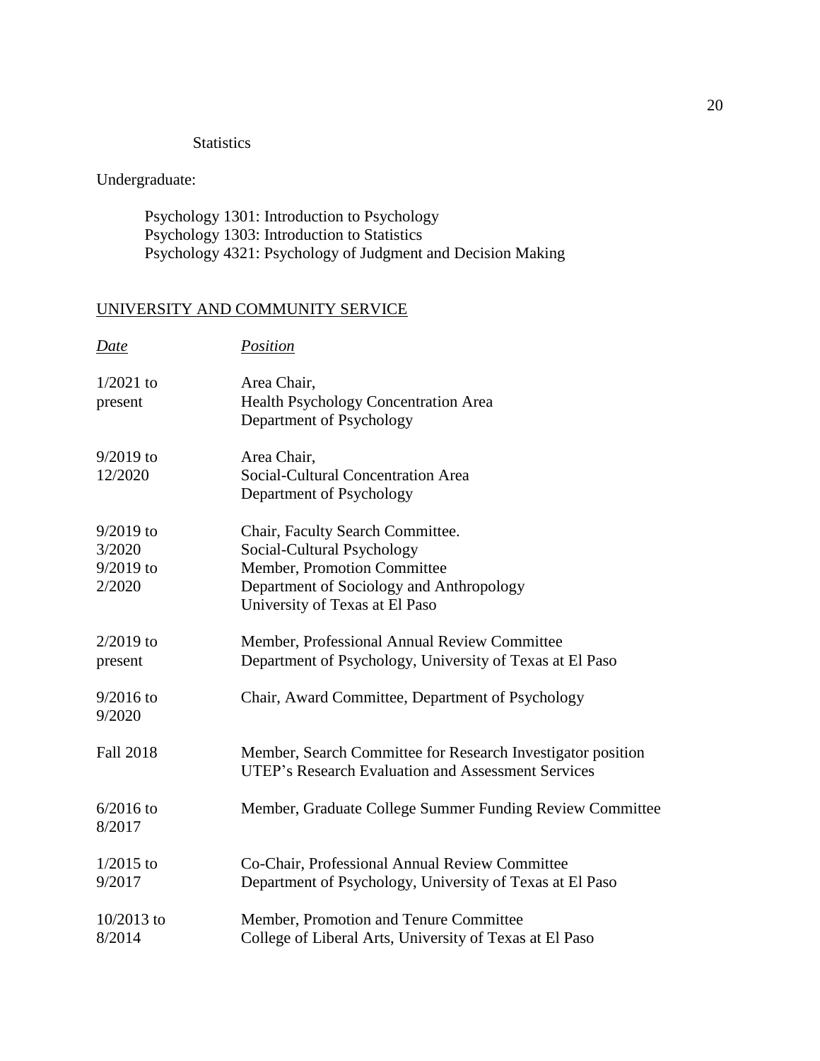Statistics

Undergraduate:

Psychology 1301: Introduction to Psychology
Psychology 1303: Introduction to Statistics
Psychology 4321: Psychology of Judgment and Decision Making

## UNIVERSITY AND COMMUNITY SERVICE

| *Date* | *Position* |
|---|---|
| 1/2021 to present | Area Chair, Health Psychology Concentration Area Department of Psychology |
| 9/2019 to 12/2020 | Area Chair, Social-Cultural Concentration Area Department of Psychology |
| 9/2019 to 3/2020 | Chair, Faculty Search Committee. Social-Cultural Psychology |
| 9/2019 to 2/2020 | Member, Promotion Committee Department of Sociology and Anthropology University of Texas at El Paso |
| 2/2019 to present | Member, Professional Annual Review Committee Department of Psychology, University of Texas at El Paso |
| 9/2016 to 9/2020 | Chair, Award Committee, Department of Psychology |
| Fall 2018 | Member, Search Committee for Research Investigator position UTEP's Research Evaluation and Assessment Services |
| 6/2016 to 8/2017 | Member, Graduate College Summer Funding Review Committee |
| 1/2015 to 9/2017 | Co-Chair, Professional Annual Review Committee Department of Psychology, University of Texas at El Paso |
| 10/2013 to 8/2014 | Member, Promotion and Tenure Committee College of Liberal Arts, University of Texas at El Paso |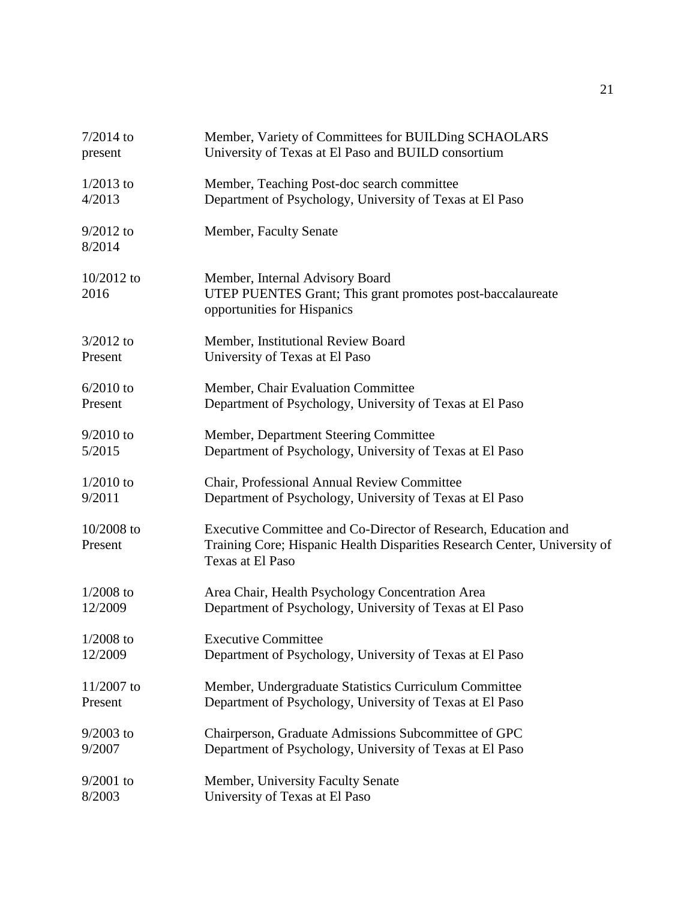| | |
|---|---|
| 7/2014 to present | Member, Variety of Committees for BUILDing SCHAOLARS<br>University of Texas at El Paso and BUILD consortium |
| 1/2013 to 4/2013 | Member, Teaching Post-doc search committee<br>Department of Psychology, University of Texas at El Paso |
| 9/2012 to 8/2014 | Member, Faculty Senate |
| 10/2012 to 2016 | Member, Internal Advisory Board<br>UTEP PUENTES Grant; This grant promotes post-baccalaureate opportunities for Hispanics |
| 3/2012 to Present | Member, Institutional Review Board<br>University of Texas at El Paso |
| 6/2010 to Present | Member, Chair Evaluation Committee<br>Department of Psychology, University of Texas at El Paso |
| 9/2010 to 5/2015 | Member, Department Steering Committee<br>Department of Psychology, University of Texas at El Paso |
| 1/2010 to 9/2011 | Chair, Professional Annual Review Committee<br>Department of Psychology, University of Texas at El Paso |
| 10/2008 to Present | Executive Committee and Co-Director of Research, Education and Training Core; Hispanic Health Disparities Research Center, University of Texas at El Paso |
| 1/2008 to 12/2009 | Area Chair, Health Psychology Concentration Area<br>Department of Psychology, University of Texas at El Paso |
| 1/2008 to 12/2009 | Executive Committee<br>Department of Psychology, University of Texas at El Paso |
| 11/2007 to Present | Member, Undergraduate Statistics Curriculum Committee<br>Department of Psychology, University of Texas at El Paso |
| 9/2003 to 9/2007 | Chairperson, Graduate Admissions Subcommittee of GPC<br>Department of Psychology, University of Texas at El Paso |
| 9/2001 to 8/2003 | Member, University Faculty Senate<br>University of Texas at El Paso |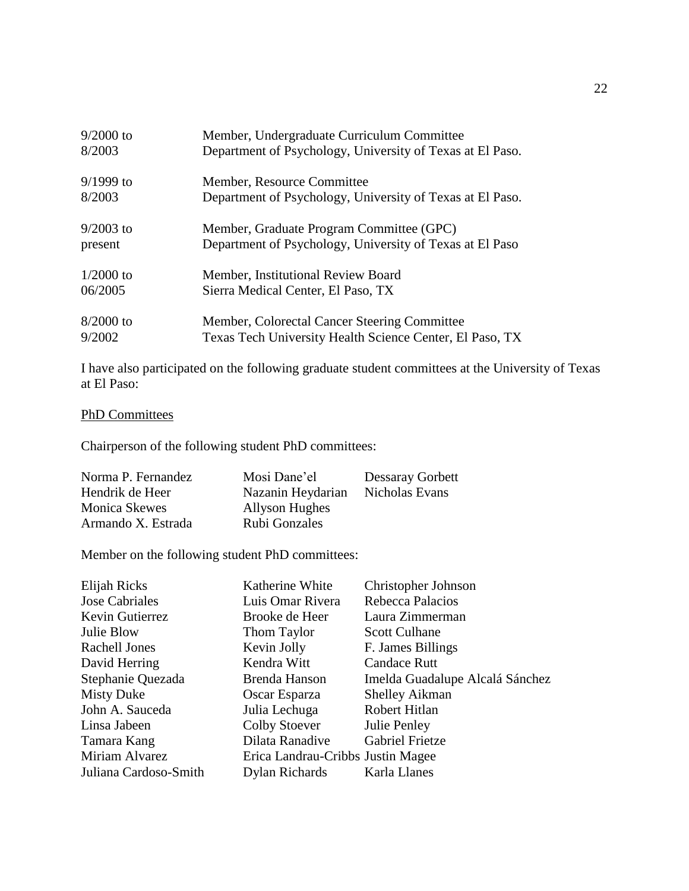| | |
|---|---|
| 9/2000 to 8/2003 | Member, Undergraduate Curriculum Committee<br>Department of Psychology, University of Texas at El Paso. |
| 9/1999 to 8/2003 | Member, Resource Committee<br>Department of Psychology, University of Texas at El Paso. |
| 9/2003 to present | Member, Graduate Program Committee (GPC)<br>Department of Psychology, University of Texas at El Paso |
| 1/2000 to 06/2005 | Member, Institutional Review Board<br>Sierra Medical Center, El Paso, TX |
| 8/2000 to 9/2002 | Member, Colorectal Cancer Steering Committee<br>Texas Tech University Health Science Center, El Paso, TX |

I have also participated on the following graduate student committees at the University of Texas at El Paso:

PhD Committees

Chairperson of the following student PhD committees:

| | | |
|---|---|---|
| Norma P. Fernandez | Mosi Dane'el | Dessaray Gorbett |
| Hendrik de Heer | Nazanin Heydarian | Nicholas Evans |
| Monica Skewes | Allyson Hughes | |
| Armando X. Estrada | Rubi Gonzales | |

Member on the following student PhD committees:

| | | |
|---|---|---|
| Elijah Ricks | Katherine White | Christopher Johnson |
| Jose Cabriales | Luis Omar Rivera | Rebecca Palacios |
| Kevin Gutierrez | Brooke de Heer | Laura Zimmerman |
| Julie Blow | Thom Taylor | Scott Culhane |
| Rachell Jones | Kevin Jolly | F. James Billings |
| David Herring | Kendra Witt | Candace Rutt |
| Stephanie Quezada | Brenda Hanson | Imelda Guadalupe Alcalá Sánchez |
| Misty Duke | Oscar Esparza | Shelley Aikman |
| John A. Sauceda | Julia Lechuga | Robert Hitlan |
| Linsa Jabeen | Colby Stoever | Julie Penley |
| Tamara Kang | Dilata Ranadive | Gabriel Frietze |
| Miriam Alvarez | Erica Landrau-Cribbs | Justin Magee |
| Juliana Cardoso-Smith | Dylan Richards | Karla Llanes |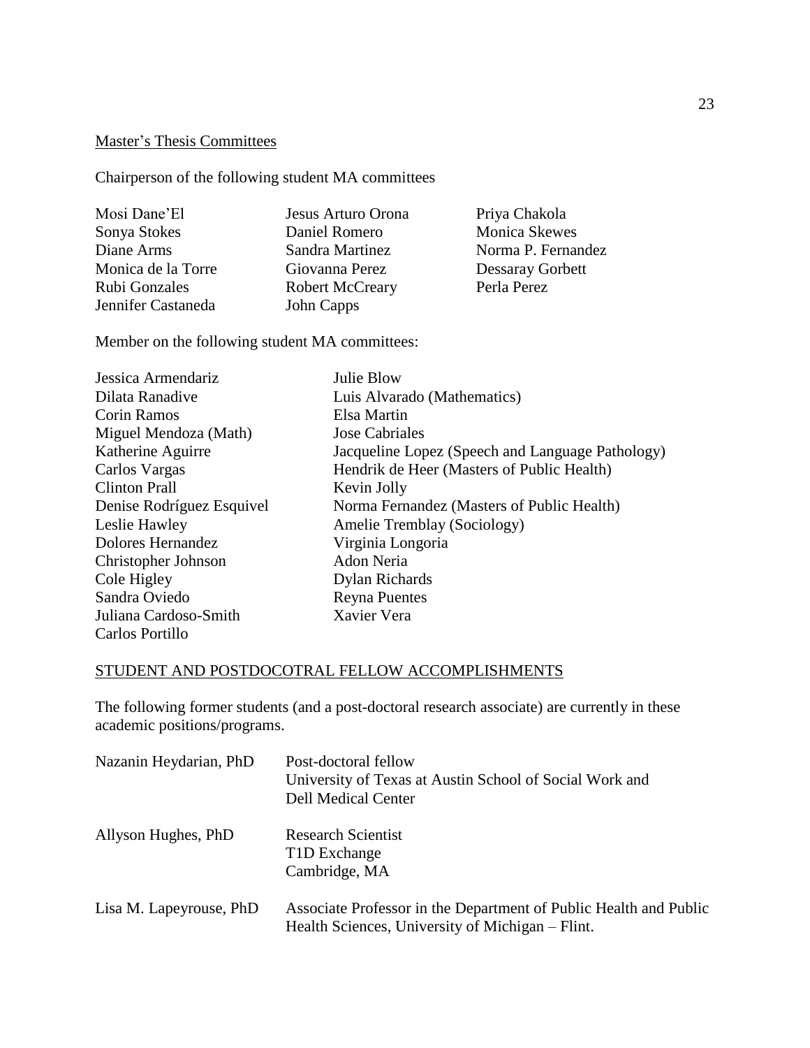## Master's Thesis Committees

Chairperson of the following student MA committees

Mosi Dane'El
Sonya Stokes
Diane Arms
Monica de la Torre
Rubi Gonzales
Jennifer Castaneda
Jesus Arturo Orona
Daniel Romero
Sandra Martinez
Giovanna Perez
Robert McCreary
John Capps
Priya Chakola
Monica Skewes
Norma P. Fernandez
Dessaray Gorbett
Perla Perez

Member on the following student MA committees:

Jessica Armendariz
Dilata Ranadive
Corin Ramos
Miguel Mendoza (Math)
Katherine Aguirre
Carlos Vargas
Clinton Prall
Denise Rodríguez Esquivel
Leslie Hawley
Dolores Hernandez
Christopher Johnson
Cole Higley
Sandra Oviedo
Juliana Cardoso-Smith
Carlos Portillo
Julie Blow
Luis Alvarado (Mathematics)
Elsa Martin
Jose Cabriales
Jacqueline Lopez (Speech and Language Pathology)
Hendrik de Heer (Masters of Public Health)
Kevin Jolly
Norma Fernandez (Masters of Public Health)
Amelie Tremblay (Sociology)
Virginia Longoria
Adon Neria
Dylan Richards
Reyna Puentes
Xavier Vera

## STUDENT AND POSTDOCOTRAL FELLOW ACCOMPLISHMENTS

The following former students (and a post-doctoral research associate) are currently in these academic positions/programs.

| | |
|---|---|
| Nazanin Heydarian, PhD | Post-doctoral fellow<br>University of Texas at Austin School of Social Work and Dell Medical Center |
| Allyson Hughes, PhD | Research Scientist<br>T1D Exchange<br>Cambridge, MA |
| Lisa M. Lapeyrouse, PhD | Associate Professor in the Department of Public Health and Public Health Sciences, University of Michigan – Flint. |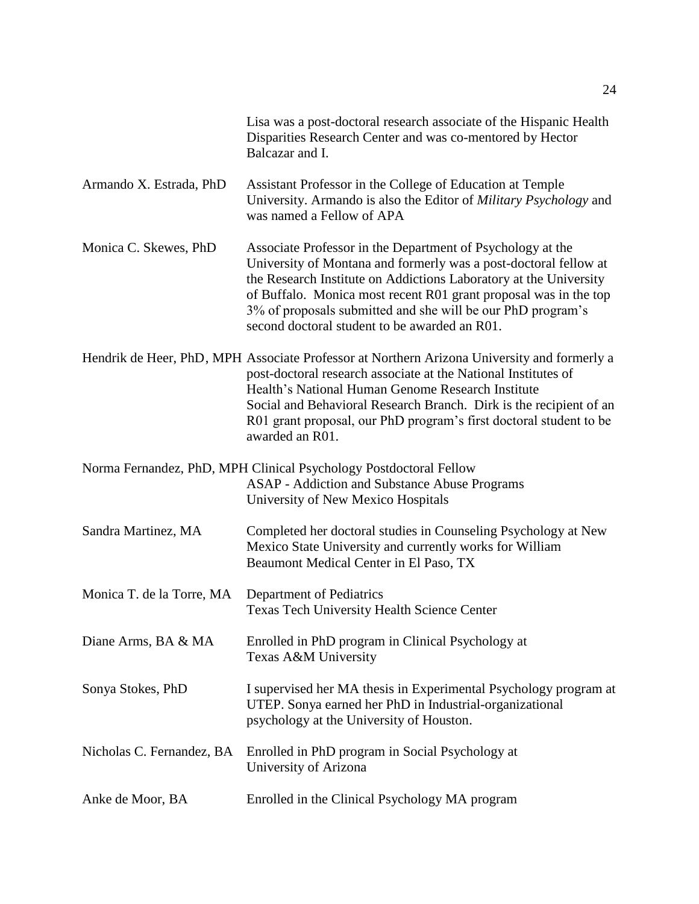Lisa was a post-doctoral research associate of the Hispanic Health Disparities Research Center and was co-mentored by Hector Balcazar and I.

Armando X. Estrada, PhD — Assistant Professor in the College of Education at Temple University. Armando is also the Editor of *Military Psychology* and was named a Fellow of APA

Monica C. Skewes, PhD — Associate Professor in the Department of Psychology at the University of Montana and formerly was a post-doctoral fellow at the Research Institute on Addictions Laboratory at the University of Buffalo. Monica most recent R01 grant proposal was in the top 3% of proposals submitted and she will be our PhD program's second doctoral student to be awarded an R01.

Hendrik de Heer, PhD, MPH — Associate Professor at Northern Arizona University and formerly a post-doctoral research associate at the National Institutes of Health's National Human Genome Research Institute Social and Behavioral Research Branch. Dirk is the recipient of an R01 grant proposal, our PhD program's first doctoral student to be awarded an R01.

Norma Fernandez, PhD, MPH — Clinical Psychology Postdoctoral Fellow
ASAP - Addiction and Substance Abuse Programs
University of New Mexico Hospitals

Sandra Martinez, MA — Completed her doctoral studies in Counseling Psychology at New Mexico State University and currently works for William Beaumont Medical Center in El Paso, TX

Monica T. de la Torre, MA — Department of Pediatrics
Texas Tech University Health Science Center

Diane Arms, BA & MA — Enrolled in PhD program in Clinical Psychology at Texas A&M University

Sonya Stokes, PhD — I supervised her MA thesis in Experimental Psychology program at UTEP. Sonya earned her PhD in Industrial-organizational psychology at the University of Houston.

Nicholas C. Fernandez, BA — Enrolled in PhD program in Social Psychology at University of Arizona

Anke de Moor, BA — Enrolled in the Clinical Psychology MA program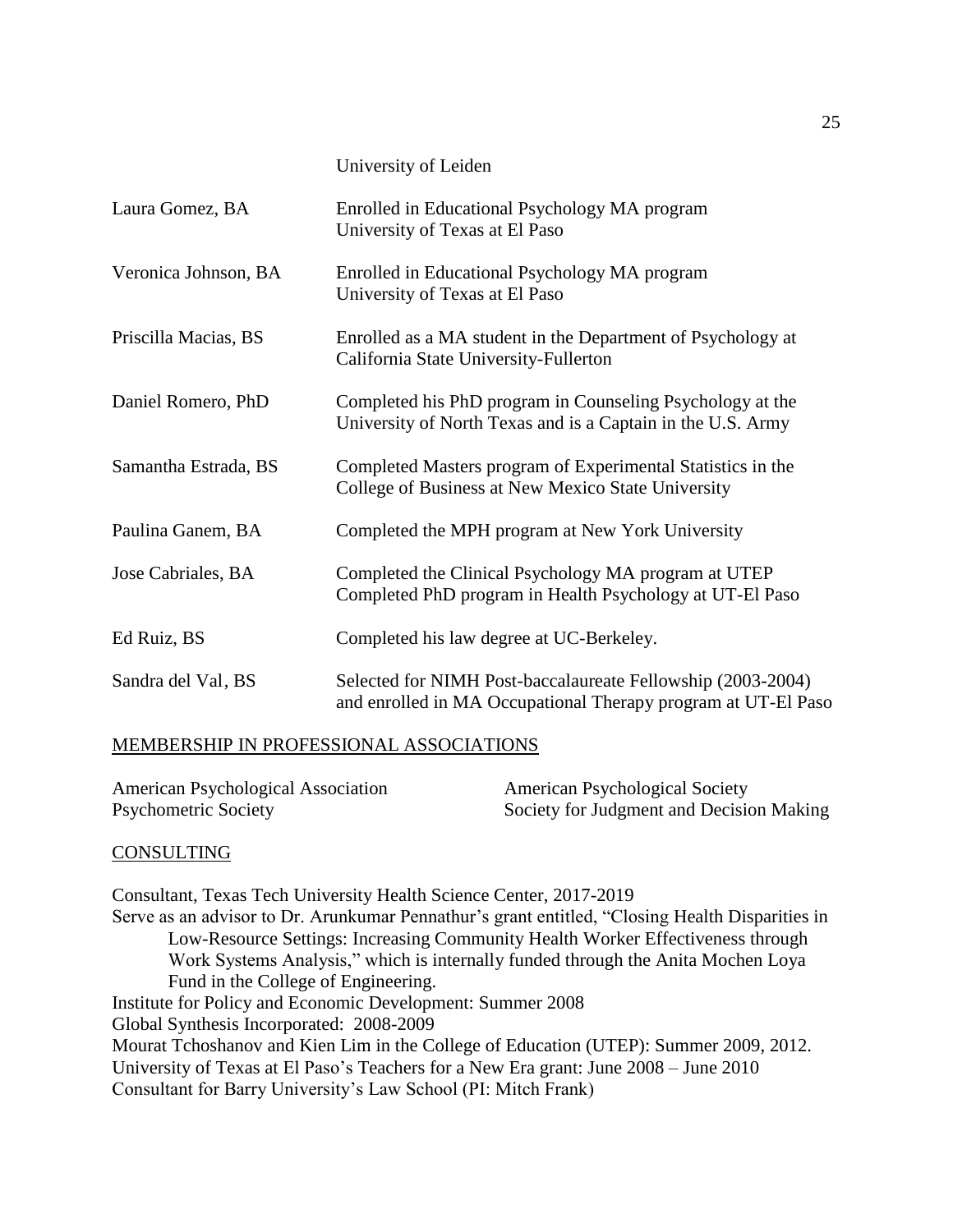| | |
|---|---|
| | University of Leiden |
| Laura Gomez, BA | Enrolled in Educational Psychology MA program<br>University of Texas at El Paso |
| Veronica Johnson, BA | Enrolled in Educational Psychology MA program<br>University of Texas at El Paso |
| Priscilla Macias, BS | Enrolled as a MA student in the Department of Psychology at<br>California State University-Fullerton |
| Daniel Romero, PhD | Completed his PhD program in Counseling Psychology at the<br>University of North Texas and is a Captain in the U.S. Army |
| Samantha Estrada, BS | Completed Masters program of Experimental Statistics in the<br>College of Business at New Mexico State University |
| Paulina Ganem, BA | Completed the MPH program at New York University |
| Jose Cabriales, BA | Completed the Clinical Psychology MA program at UTEP<br>Completed PhD program in Health Psychology at UT-El Paso |
| Ed Ruiz, BS | Completed his law degree at UC-Berkeley. |
| Sandra del Val, BS | Selected for NIMH Post-baccalaureate Fellowship (2003-2004)<br>and enrolled in MA Occupational Therapy program at UT-El Paso |

## MEMBERSHIP IN PROFESSIONAL ASSOCIATIONS

American Psychological Association
American Psychological Society
Psychometric Society
Society for Judgment and Decision Making

## CONSULTING

Consultant, Texas Tech University Health Science Center, 2017-2019
Serve as an advisor to Dr. Arunkumar Pennathur's grant entitled, "Closing Health Disparities in Low-Resource Settings: Increasing Community Health Worker Effectiveness through Work Systems Analysis," which is internally funded through the Anita Mochen Loya Fund in the College of Engineering.
Institute for Policy and Economic Development: Summer 2008
Global Synthesis Incorporated: 2008-2009
Mourat Tchoshanov and Kien Lim in the College of Education (UTEP): Summer 2009, 2012.
University of Texas at El Paso's Teachers for a New Era grant: June 2008 – June 2010
Consultant for Barry University's Law School (PI: Mitch Frank)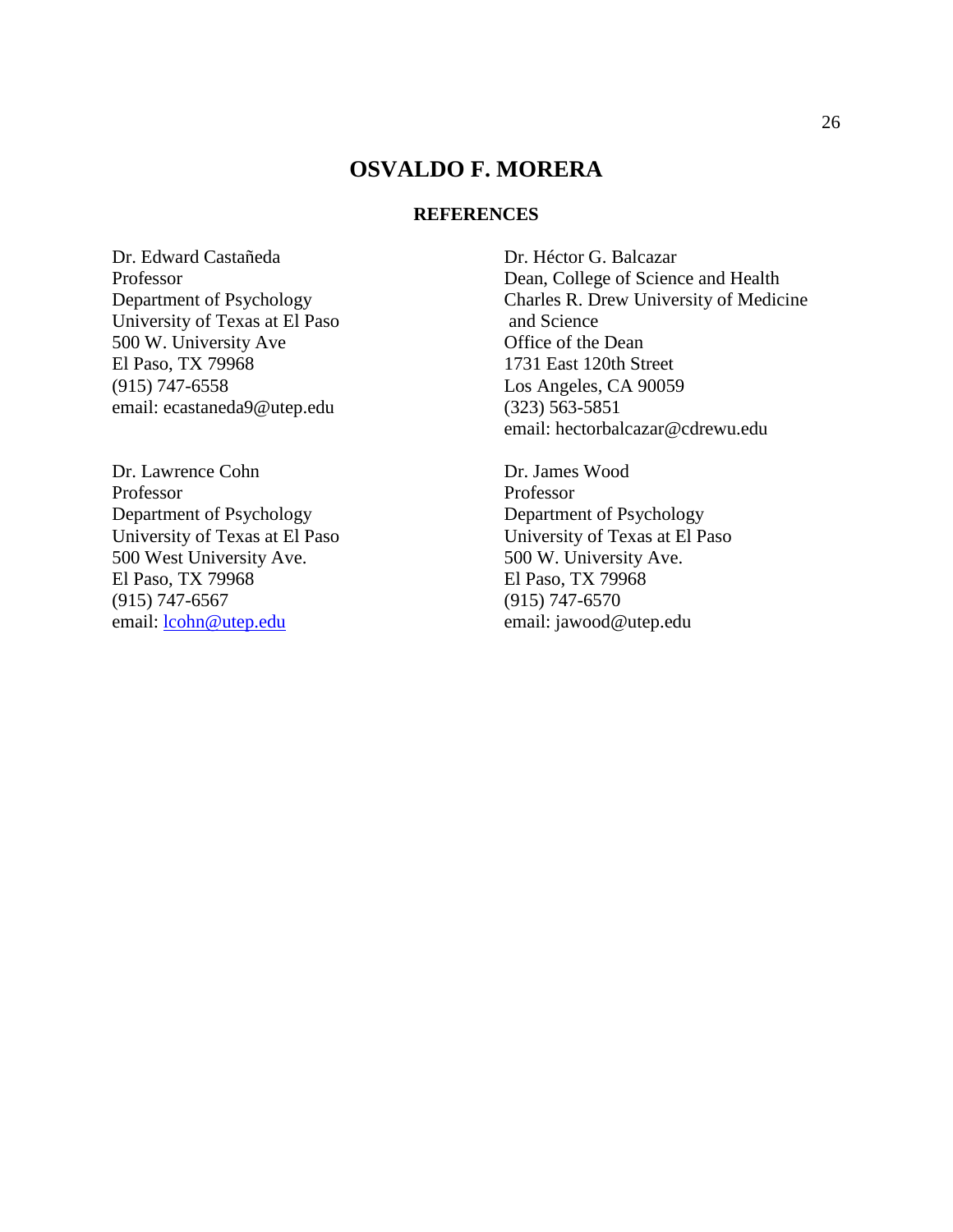# OSVALDO F. MORERA

## REFERENCES

Dr. Edward Castañeda
Professor
Department of Psychology
University of Texas at El Paso
500 W. University Ave
El Paso, TX 79968
(915) 747-6558
email: ecastaneda9@utep.edu

Dr. Héctor G. Balcazar
Dean, College of Science and Health
Charles R. Drew University of Medicine and Science
Office of the Dean
1731 East 120th Street
Los Angeles, CA 90059
(323) 563-5851
email: hectorbalcazar@cdrewu.edu

Dr. Lawrence Cohn
Professor
Department of Psychology
University of Texas at El Paso
500 West University Ave.
El Paso, TX 79968
(915) 747-6567
email: lcohn@utep.edu

Dr. James Wood
Professor
Department of Psychology
University of Texas at El Paso
500 W. University Ave.
El Paso, TX 79968
(915) 747-6570
email: jawood@utep.edu